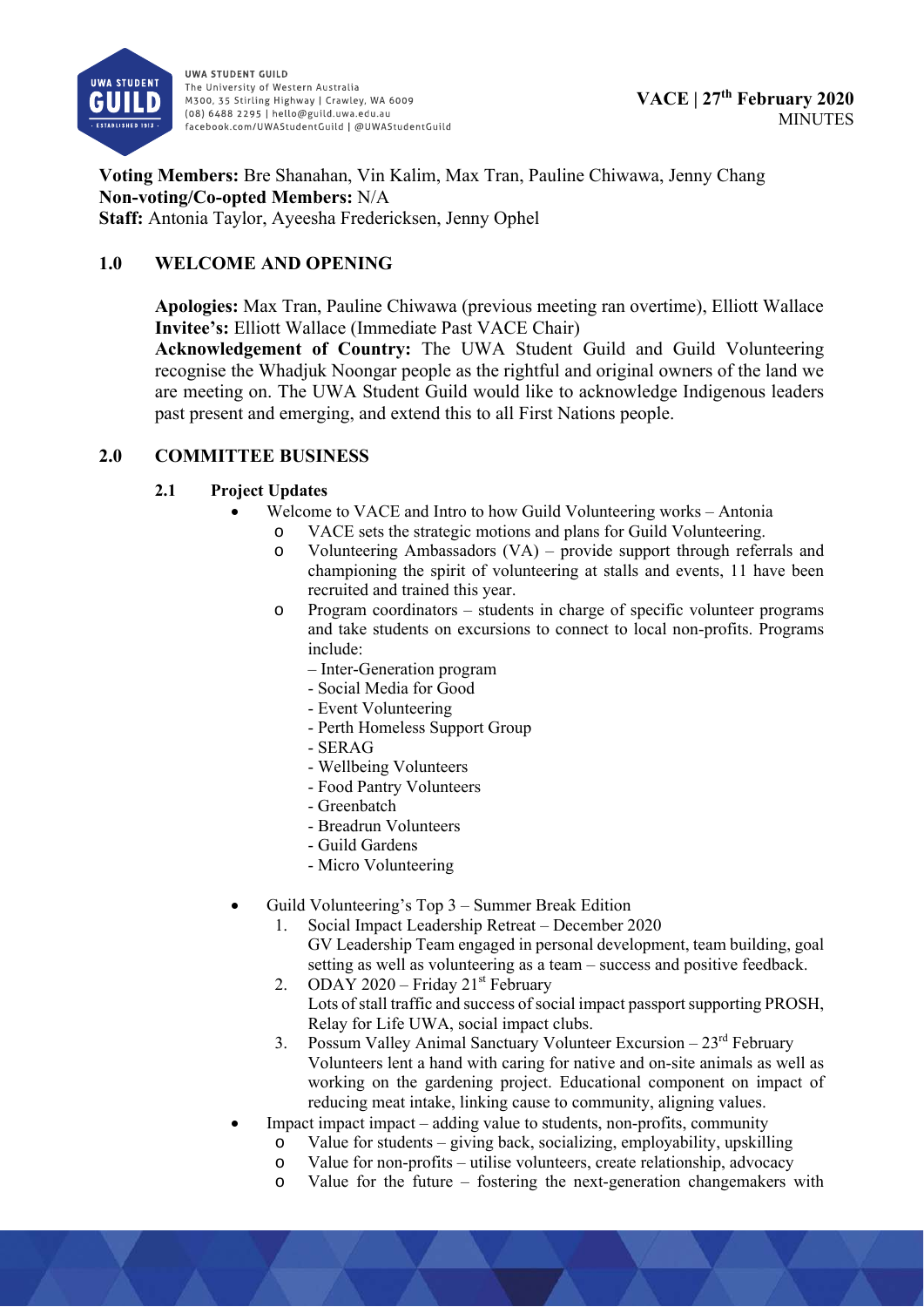**VACE | 27th February 2020**
MINUTES

**Voting Members:** Bre Shanahan, Vin Kalim, Max Tran, Pauline Chiwawa, Jenny Chang
**Non-voting/Co-opted Members:** N/A
**Staff:** Antonia Taylor, Ayeesha Fredericksen, Jenny Ophel

## 1.0 WELCOME AND OPENING

**Apologies:** Max Tran, Pauline Chiwawa (previous meeting ran overtime), Elliott Wallace
**Invitee's:** Elliott Wallace (Immediate Past VACE Chair)
**Acknowledgement of Country:** The UWA Student Guild and Guild Volunteering recognise the Whadjuk Noongar people as the rightful and original owners of the land we are meeting on. The UWA Student Guild would like to acknowledge Indigenous leaders past present and emerging, and extend this to all First Nations people.

## 2.0 COMMITTEE BUSINESS

### 2.1 Project Updates

- Welcome to VACE and Intro to how Guild Volunteering works – Antonia
  - VACE sets the strategic motions and plans for Guild Volunteering.
  - Volunteering Ambassadors (VA) – provide support through referrals and championing the spirit of volunteering at stalls and events, 11 have been recruited and trained this year.
  - Program coordinators – students in charge of specific volunteer programs and take students on excursions to connect to local non-profits. Programs include:
    - – Inter-Generation program
    - - Social Media for Good
    - - Event Volunteering
    - - Perth Homeless Support Group
    - - SERAG
    - - Wellbeing Volunteers
    - - Food Pantry Volunteers
    - - Greenbatch
    - - Breadrun Volunteers
    - - Guild Gardens
    - - Micro Volunteering
- Guild Volunteering's Top 3 – Summer Break Edition
  1. Social Impact Leadership Retreat – December 2020
     GV Leadership Team engaged in personal development, team building, goal setting as well as volunteering as a team – success and positive feedback.
  2. ODAY 2020 – Friday 21st February
     Lots of stall traffic and success of social impact passport supporting PROSH, Relay for Life UWA, social impact clubs.
  3. Possum Valley Animal Sanctuary Volunteer Excursion – 23rd February
     Volunteers lent a hand with caring for native and on-site animals as well as working on the gardening project. Educational component on impact of reducing meat intake, linking cause to community, aligning values.
- Impact impact impact – adding value to students, non-profits, community
  - Value for students – giving back, socializing, employability, upskilling
  - Value for non-profits – utilise volunteers, create relationship, advocacy
  - Value for the future – fostering the next-generation changemakers with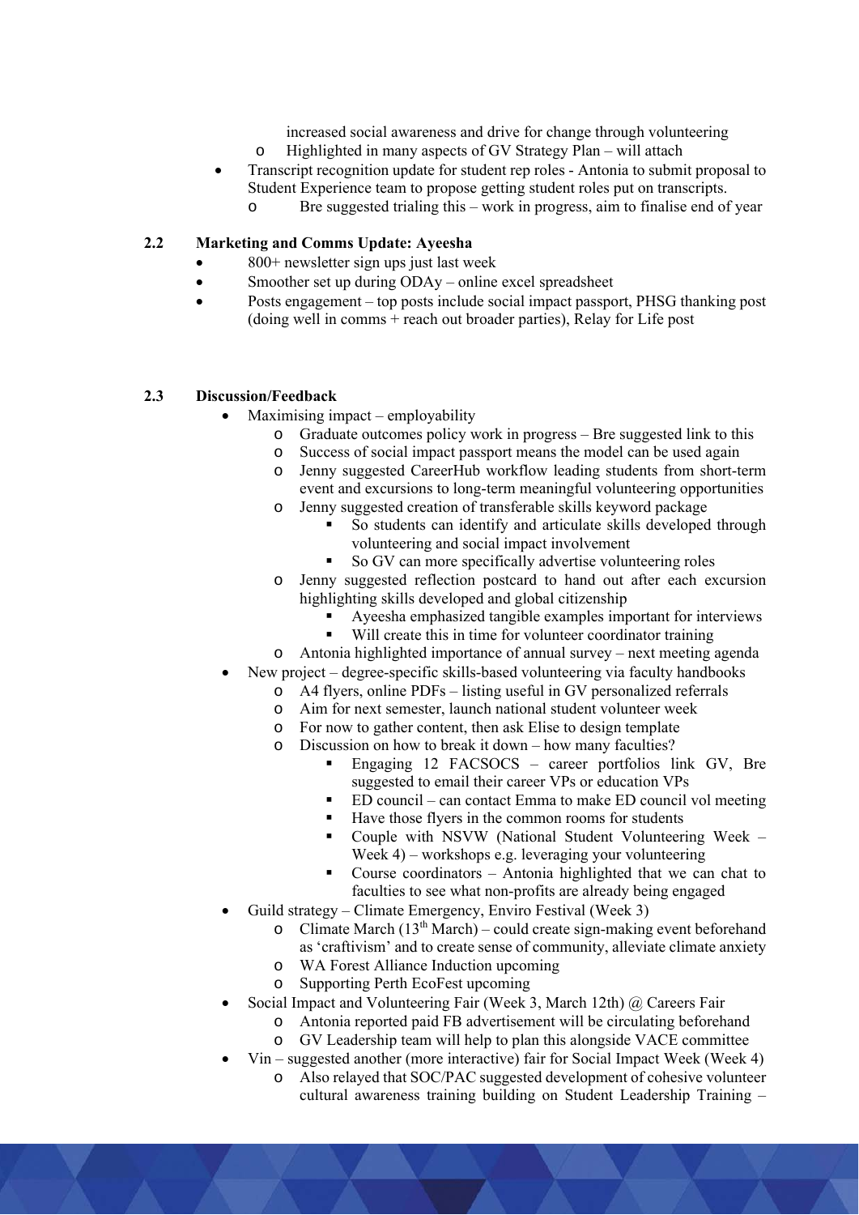increased social awareness and drive for change through volunteering
  - Highlighted in many aspects of GV Strategy Plan – will attach
- Transcript recognition update for student rep roles - Antonia to submit proposal to Student Experience team to propose getting student roles put on transcripts.
  - Bre suggested trialing this – work in progress, aim to finalise end of year

### 2.2 Marketing and Comms Update: Ayeesha

- 800+ newsletter sign ups just last week
- Smoother set up during ODAy – online excel spreadsheet
- Posts engagement – top posts include social impact passport, PHSG thanking post (doing well in comms + reach out broader parties), Relay for Life post

### 2.3 Discussion/Feedback

- Maximising impact – employability
  - Graduate outcomes policy work in progress – Bre suggested link to this
  - Success of social impact passport means the model can be used again
  - Jenny suggested CareerHub workflow leading students from short-term event and excursions to long-term meaningful volunteering opportunities
  - Jenny suggested creation of transferable skills keyword package
    - So students can identify and articulate skills developed through volunteering and social impact involvement
    - So GV can more specifically advertise volunteering roles
  - Jenny suggested reflection postcard to hand out after each excursion highlighting skills developed and global citizenship
    - Ayeesha emphasized tangible examples important for interviews
    - Will create this in time for volunteer coordinator training
  - Antonia highlighted importance of annual survey – next meeting agenda
- New project – degree-specific skills-based volunteering via faculty handbooks
  - A4 flyers, online PDFs – listing useful in GV personalized referrals
  - Aim for next semester, launch national student volunteer week
  - For now to gather content, then ask Elise to design template
  - Discussion on how to break it down – how many faculties?
    - Engaging 12 FACSOCS – career portfolios link GV, Bre suggested to email their career VPs or education VPs
    - ED council – can contact Emma to make ED council vol meeting
    - Have those flyers in the common rooms for students
    - Couple with NSVW (National Student Volunteering Week – Week 4) – workshops e.g. leveraging your volunteering
    - Course coordinators – Antonia highlighted that we can chat to faculties to see what non-profits are already being engaged
- Guild strategy – Climate Emergency, Enviro Festival (Week 3)
  - Climate March (13th March) – could create sign-making event beforehand as 'craftivism' and to create sense of community, alleviate climate anxiety
  - WA Forest Alliance Induction upcoming
  - Supporting Perth EcoFest upcoming
- Social Impact and Volunteering Fair (Week 3, March 12th) @ Careers Fair
  - Antonia reported paid FB advertisement will be circulating beforehand
  - GV Leadership team will help to plan this alongside VACE committee
- Vin – suggested another (more interactive) fair for Social Impact Week (Week 4)
  - Also relayed that SOC/PAC suggested development of cohesive volunteer cultural awareness training building on Student Leadership Training –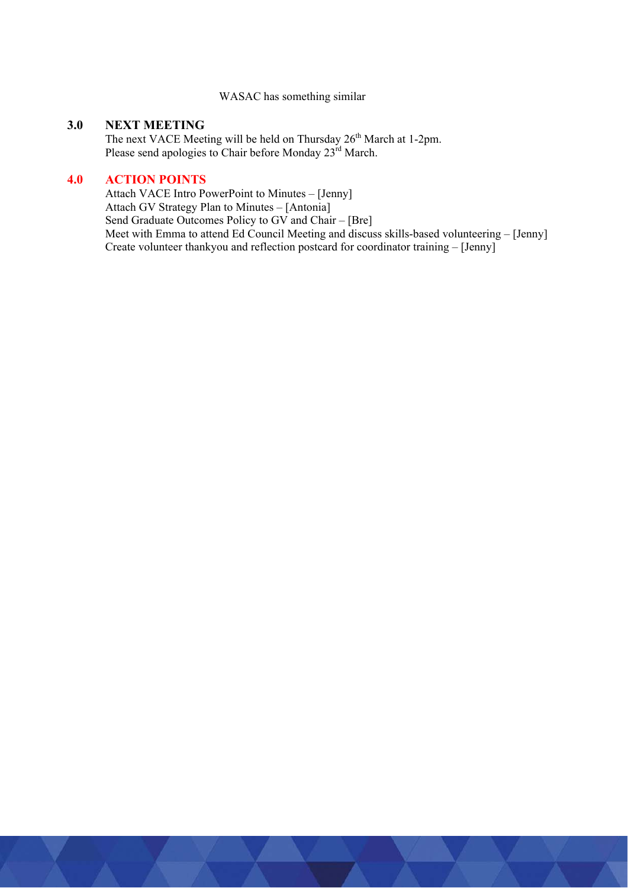WASAC has something similar

## 3.0 NEXT MEETING

The next VACE Meeting will be held on Thursday 26th March at 1-2pm.
Please send apologies to Chair before Monday 23rd March.

## 4.0 ACTION POINTS

Attach VACE Intro PowerPoint to Minutes – [Jenny]
Attach GV Strategy Plan to Minutes – [Antonia]
Send Graduate Outcomes Policy to GV and Chair – [Bre]
Meet with Emma to attend Ed Council Meeting and discuss skills-based volunteering – [Jenny]
Create volunteer thankyou and reflection postcard for coordinator training – [Jenny]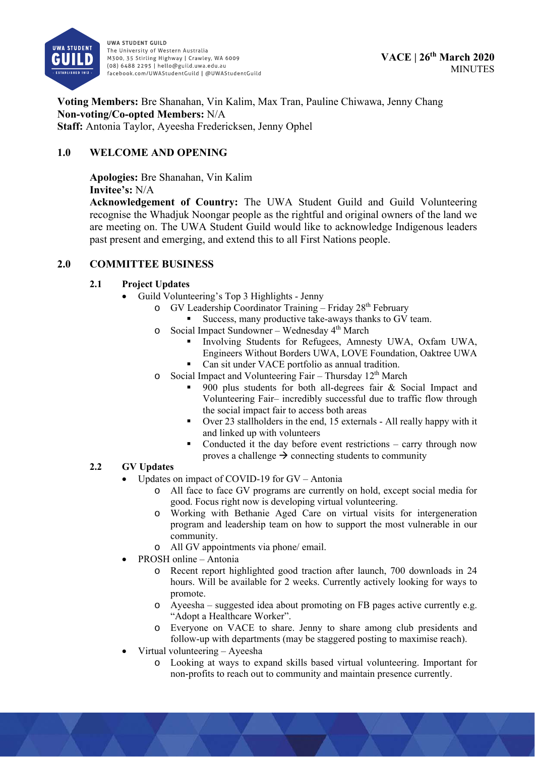**VACE | 26th March 2020**
MINUTES

**Voting Members:** Bre Shanahan, Vin Kalim, Max Tran, Pauline Chiwawa, Jenny Chang
**Non-voting/Co-opted Members:** N/A
**Staff:** Antonia Taylor, Ayeesha Fredericksen, Jenny Ophel

## 1.0 WELCOME AND OPENING

**Apologies:** Bre Shanahan, Vin Kalim
**Invitee's:** N/A
**Acknowledgement of Country:** The UWA Student Guild and Guild Volunteering recognise the Whadjuk Noongar people as the rightful and original owners of the land we are meeting on. The UWA Student Guild would like to acknowledge Indigenous leaders past present and emerging, and extend this to all First Nations people.

## 2.0 COMMITTEE BUSINESS

### 2.1 Project Updates

- Guild Volunteering's Top 3 Highlights - Jenny
  - GV Leadership Coordinator Training – Friday 28th February
    - Success, many productive take-aways thanks to GV team.
  - Social Impact Sundowner – Wednesday 4th March
    - Involving Students for Refugees, Amnesty UWA, Oxfam UWA, Engineers Without Borders UWA, LOVE Foundation, Oaktree UWA
    - Can sit under VACE portfolio as annual tradition.
  - Social Impact and Volunteering Fair – Thursday 12th March
    - 900 plus students for both all-degrees fair & Social Impact and Volunteering Fair– incredibly successful due to traffic flow through the social impact fair to access both areas
    - Over 23 stallholders in the end, 15 externals - All really happy with it and linked up with volunteers
    - Conducted it the day before event restrictions – carry through now proves a challenge → connecting students to community

### 2.2 GV Updates

- Updates on impact of COVID-19 for GV – Antonia
  - All face to face GV programs are currently on hold, except social media for good. Focus right now is developing virtual volunteering.
  - Working with Bethanie Aged Care on virtual visits for intergeneration program and leadership team on how to support the most vulnerable in our community.
  - All GV appointments via phone/ email.
- PROSH online – Antonia
  - Recent report highlighted good traction after launch, 700 downloads in 24 hours. Will be available for 2 weeks. Currently actively looking for ways to promote.
  - Ayeesha – suggested idea about promoting on FB pages active currently e.g. "Adopt a Healthcare Worker".
  - Everyone on VACE to share. Jenny to share among club presidents and follow-up with departments (may be staggered posting to maximise reach).
- Virtual volunteering – Ayeesha
  - Looking at ways to expand skills based virtual volunteering. Important for non-profits to reach out to community and maintain presence currently.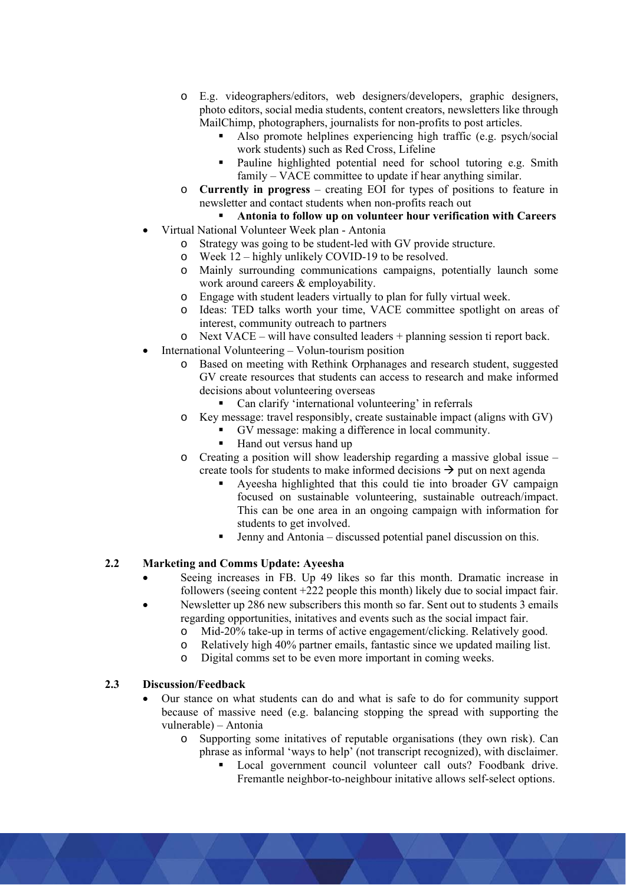- E.g. videographers/editors, web designers/developers, graphic designers, photo editors, social media students, content creators, newsletters like through MailChimp, photographers, journalists for non-profits to post articles.
    - Also promote helplines experiencing high traffic (e.g. psych/social work students) such as Red Cross, Lifeline
    - Pauline highlighted potential need for school tutoring e.g. Smith family – VACE committee to update if hear anything similar.
  - **Currently in progress** – creating EOI for types of positions to feature in newsletter and contact students when non-profits reach out
    - **Antonia to follow up on volunteer hour verification with Careers**
- Virtual National Volunteer Week plan - Antonia
  - Strategy was going to be student-led with GV provide structure.
  - Week 12 – highly unlikely COVID-19 to be resolved.
  - Mainly surrounding communications campaigns, potentially launch some work around careers & employability.
  - Engage with student leaders virtually to plan for fully virtual week.
  - Ideas: TED talks worth your time, VACE committee spotlight on areas of interest, community outreach to partners
  - Next VACE – will have consulted leaders + planning session ti report back.
- International Volunteering – Volun-tourism position
  - Based on meeting with Rethink Orphanages and research student, suggested GV create resources that students can access to research and make informed decisions about volunteering overseas
    - Can clarify 'international volunteering' in referrals
  - Key message: travel responsibly, create sustainable impact (aligns with GV)
    - GV message: making a difference in local community.
    - Hand out versus hand up
  - Creating a position will show leadership regarding a massive global issue – create tools for students to make informed decisions → put on next agenda
    - Ayeesha highlighted that this could tie into broader GV campaign focused on sustainable volunteering, sustainable outreach/impact. This can be one area in an ongoing campaign with information for students to get involved.
    - Jenny and Antonia – discussed potential panel discussion on this.

### 2.2 Marketing and Comms Update: Ayeesha

- Seeing increases in FB. Up 49 likes so far this month. Dramatic increase in followers (seeing content +222 people this month) likely due to social impact fair.
- Newsletter up 286 new subscribers this month so far. Sent out to students 3 emails regarding opportunities, initatives and events such as the social impact fair.
  - Mid-20% take-up in terms of active engagement/clicking. Relatively good.
  - Relatively high 40% partner emails, fantastic since we updated mailing list.
  - Digital comms set to be even more important in coming weeks.

### 2.3 Discussion/Feedback

- Our stance on what students can do and what is safe to do for community support because of massive need (e.g. balancing stopping the spread with supporting the vulnerable) – Antonia
  - Supporting some initatives of reputable organisations (they own risk). Can phrase as informal 'ways to help' (not transcript recognized), with disclaimer.
    - Local government council volunteer call outs? Foodbank drive. Fremantle neighbor-to-neighbour initative allows self-select options.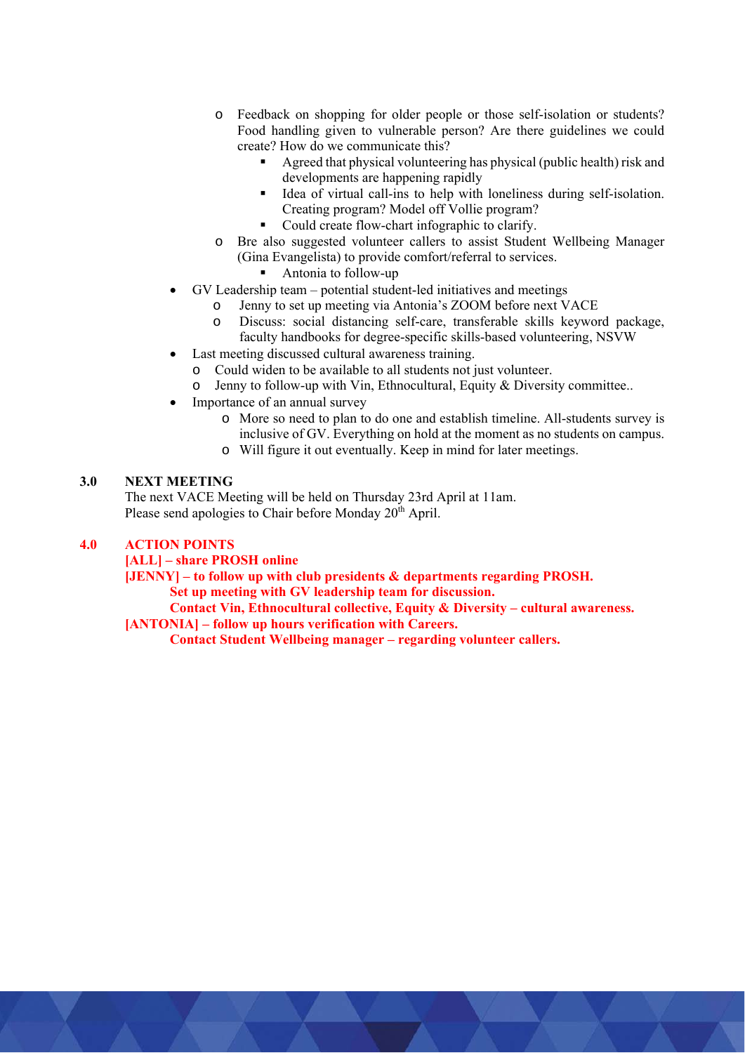- Feedback on shopping for older people or those self-isolation or students? Food handling given to vulnerable person? Are there guidelines we could create? How do we communicate this?
    - Agreed that physical volunteering has physical (public health) risk and developments are happening rapidly
    - Idea of virtual call-ins to help with loneliness during self-isolation. Creating program? Model off Vollie program?
    - Could create flow-chart infographic to clarify.
  - Bre also suggested volunteer callers to assist Student Wellbeing Manager (Gina Evangelista) to provide comfort/referral to services.
    - Antonia to follow-up
- GV Leadership team – potential student-led initiatives and meetings
  - Jenny to set up meeting via Antonia's ZOOM before next VACE
  - Discuss: social distancing self-care, transferable skills keyword package, faculty handbooks for degree-specific skills-based volunteering, NSVW
- Last meeting discussed cultural awareness training.
  - Could widen to be available to all students not just volunteer.
  - Jenny to follow-up with Vin, Ethnocultural, Equity & Diversity committee..
- Importance of an annual survey
  - More so need to plan to do one and establish timeline. All-students survey is inclusive of GV. Everything on hold at the moment as no students on campus.
  - Will figure it out eventually. Keep in mind for later meetings.

## 3.0 NEXT MEETING

The next VACE Meeting will be held on Thursday 23rd April at 11am.
Please send apologies to Chair before Monday 20th April.

## 4.0 ACTION POINTS

**[ALL] – share PROSH online**

**[JENNY] – to follow up with club presidents & departments regarding PROSH.**
**Set up meeting with GV leadership team for discussion.**
**Contact Vin, Ethnocultural collective, Equity & Diversity – cultural awareness.**

**[ANTONIA] – follow up hours verification with Careers.**
**Contact Student Wellbeing manager – regarding volunteer callers.**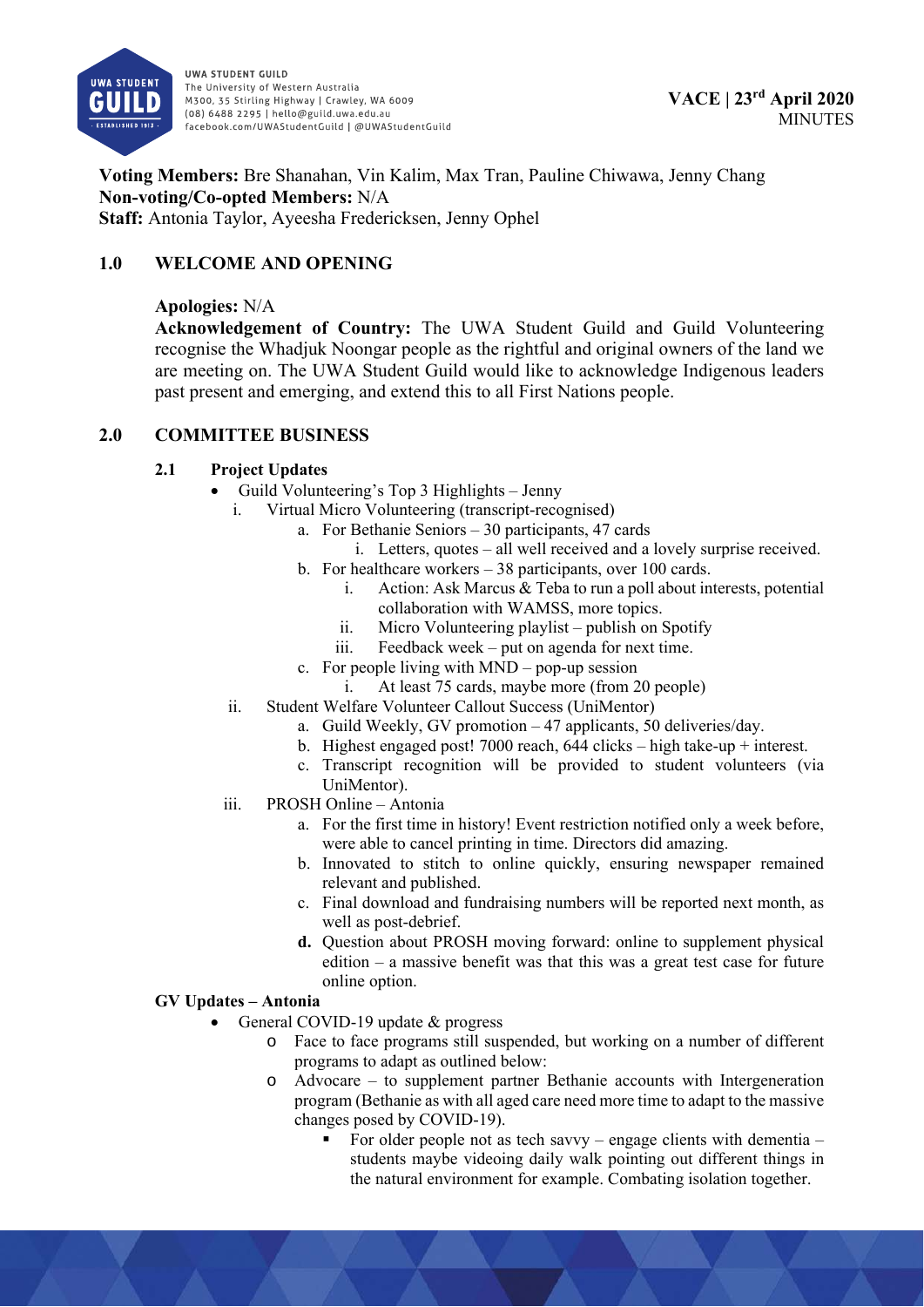**VACE | 23rd April 2020**
MINUTES

**Voting Members:** Bre Shanahan, Vin Kalim, Max Tran, Pauline Chiwawa, Jenny Chang
**Non-voting/Co-opted Members:** N/A
**Staff:** Antonia Taylor, Ayeesha Fredericksen, Jenny Ophel

## 1.0 WELCOME AND OPENING

**Apologies:** N/A
**Acknowledgement of Country:** The UWA Student Guild and Guild Volunteering recognise the Whadjuk Noongar people as the rightful and original owners of the land we are meeting on. The UWA Student Guild would like to acknowledge Indigenous leaders past present and emerging, and extend this to all First Nations people.

## 2.0 COMMITTEE BUSINESS

### 2.1 Project Updates

- Guild Volunteering's Top 3 Highlights – Jenny
  - i. Virtual Micro Volunteering (transcript-recognised)
    - a. For Bethanie Seniors – 30 participants, 47 cards
      - i. Letters, quotes – all well received and a lovely surprise received.
    - b. For healthcare workers – 38 participants, over 100 cards.
      - i. Action: Ask Marcus & Teba to run a poll about interests, potential collaboration with WAMSS, more topics.
      - ii. Micro Volunteering playlist – publish on Spotify
      - iii. Feedback week – put on agenda for next time.
    - c. For people living with MND – pop-up session
      - i. At least 75 cards, maybe more (from 20 people)
  - ii. Student Welfare Volunteer Callout Success (UniMentor)
    - a. Guild Weekly, GV promotion – 47 applicants, 50 deliveries/day.
    - b. Highest engaged post! 7000 reach, 644 clicks – high take-up + interest.
    - c. Transcript recognition will be provided to student volunteers (via UniMentor).
  - iii. PROSH Online – Antonia
    - a. For the first time in history! Event restriction notified only a week before, were able to cancel printing in time. Directors did amazing.
    - b. Innovated to stitch to online quickly, ensuring newspaper remained relevant and published.
    - c. Final download and fundraising numbers will be reported next month, as well as post-debrief.
    - **d.** Question about PROSH moving forward: online to supplement physical edition – a massive benefit was that this was a great test case for future online option.

**GV Updates – Antonia**

- General COVID-19 update & progress
  - o Face to face programs still suspended, but working on a number of different programs to adapt as outlined below:
  - o Advocare – to supplement partner Bethanie accounts with Intergeneration program (Bethanie as with all aged care need more time to adapt to the massive changes posed by COVID-19).
    - For older people not as tech savvy – engage clients with dementia – students maybe videoing daily walk pointing out different things in the natural environment for example. Combating isolation together.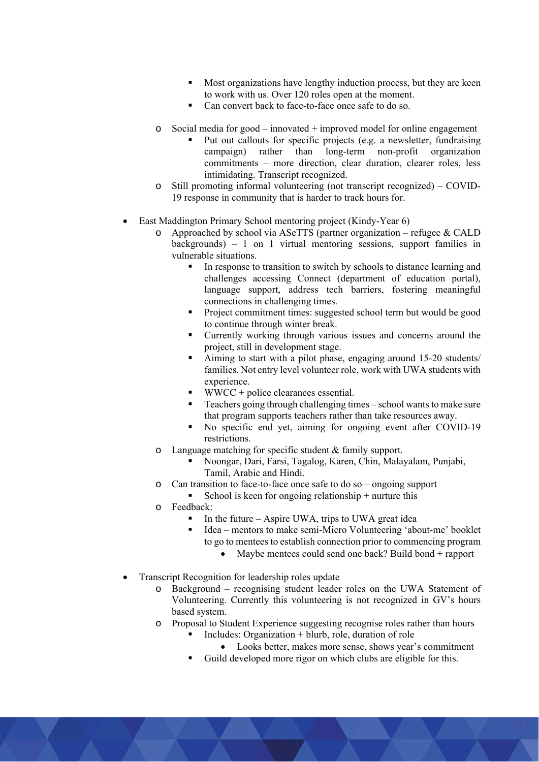- Most organizations have lengthy induction process, but they are keen to work with us. Over 120 roles open at the moment.
        - Can convert back to face-to-face once safe to do so.
    - Social media for good – innovated + improved model for online engagement
        - Put out callouts for specific projects (e.g. a newsletter, fundraising campaign) rather than long-term non-profit organization commitments – more direction, clear duration, clearer roles, less intimidating. Transcript recognized.
    - Still promoting informal volunteering (not transcript recognized) – COVID-19 response in community that is harder to track hours for.

- East Maddington Primary School mentoring project (Kindy-Year 6)
    - Approached by school via ASeTTS (partner organization – refugee & CALD backgrounds) – 1 on 1 virtual mentoring sessions, support families in vulnerable situations.
        - In response to transition to switch by schools to distance learning and challenges accessing Connect (department of education portal), language support, address tech barriers, fostering meaningful connections in challenging times.
        - Project commitment times: suggested school term but would be good to continue through winter break.
        - Currently working through various issues and concerns around the project, still in development stage.
        - Aiming to start with a pilot phase, engaging around 15-20 students/ families. Not entry level volunteer role, work with UWA students with experience.
        - WWCC + police clearances essential.
        - Teachers going through challenging times – school wants to make sure that program supports teachers rather than take resources away.
        - No specific end yet, aiming for ongoing event after COVID-19 restrictions.
    - Language matching for specific student & family support.
        - Noongar, Dari, Farsi, Tagalog, Karen, Chin, Malayalam, Punjabi, Tamil, Arabic and Hindi.
    - Can transition to face-to-face once safe to do so – ongoing support
        - School is keen for ongoing relationship + nurture this
    - Feedback:
        - In the future – Aspire UWA, trips to UWA great idea
        - Idea – mentors to make semi-Micro Volunteering 'about-me' booklet to go to mentees to establish connection prior to commencing program
            - Maybe mentees could send one back? Build bond + rapport

- Transcript Recognition for leadership roles update
    - Background – recognising student leader roles on the UWA Statement of Volunteering. Currently this volunteering is not recognized in GV's hours based system.
    - Proposal to Student Experience suggesting recognise roles rather than hours
        - Includes: Organization + blurb, role, duration of role
            - Looks better, makes more sense, shows year's commitment
        - Guild developed more rigor on which clubs are eligible for this.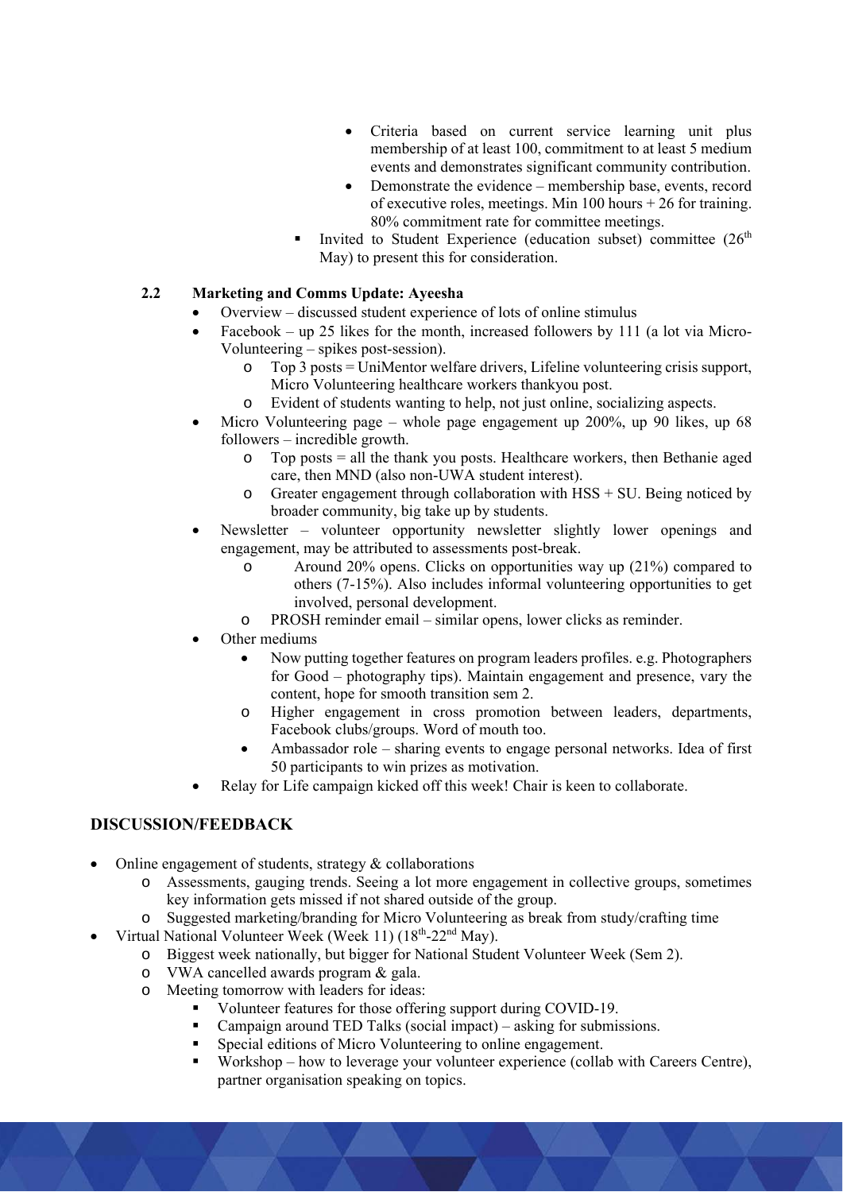- Criteria based on current service learning unit plus membership of at least 100, commitment to at least 5 medium events and demonstrates significant community contribution.
        - Demonstrate the evidence – membership base, events, record of executive roles, meetings. Min 100 hours + 26 for training. 80% commitment rate for committee meetings.
    - Invited to Student Experience (education subset) committee (26th May) to present this for consideration.

### 2.2 Marketing and Comms Update: Ayeesha

- Overview – discussed student experience of lots of online stimulus
- Facebook – up 25 likes for the month, increased followers by 111 (a lot via Micro-Volunteering – spikes post-session).
    - Top 3 posts = UniMentor welfare drivers, Lifeline volunteering crisis support, Micro Volunteering healthcare workers thankyou post.
    - Evident of students wanting to help, not just online, socializing aspects.
- Micro Volunteering page – whole page engagement up 200%, up 90 likes, up 68 followers – incredible growth.
    - Top posts = all the thank you posts. Healthcare workers, then Bethanie aged care, then MND (also non-UWA student interest).
    - Greater engagement through collaboration with HSS + SU. Being noticed by broader community, big take up by students.
- Newsletter – volunteer opportunity newsletter slightly lower openings and engagement, may be attributed to assessments post-break.
    - Around 20% opens. Clicks on opportunities way up (21%) compared to others (7-15%). Also includes informal volunteering opportunities to get involved, personal development.
    - PROSH reminder email – similar opens, lower clicks as reminder.
- Other mediums
    - Now putting together features on program leaders profiles. e.g. Photographers for Good – photography tips). Maintain engagement and presence, vary the content, hope for smooth transition sem 2.
    - Higher engagement in cross promotion between leaders, departments, Facebook clubs/groups. Word of mouth too.
    - Ambassador role – sharing events to engage personal networks. Idea of first 50 participants to win prizes as motivation.
- Relay for Life campaign kicked off this week! Chair is keen to collaborate.

## DISCUSSION/FEEDBACK

- Online engagement of students, strategy & collaborations
    - Assessments, gauging trends. Seeing a lot more engagement in collective groups, sometimes key information gets missed if not shared outside of the group.
    - Suggested marketing/branding for Micro Volunteering as break from study/crafting time
- Virtual National Volunteer Week (Week 11) (18th-22nd May).
    - Biggest week nationally, but bigger for National Student Volunteer Week (Sem 2).
    - VWA cancelled awards program & gala.
    - Meeting tomorrow with leaders for ideas:
        - Volunteer features for those offering support during COVID-19.
        - Campaign around TED Talks (social impact) – asking for submissions.
        - Special editions of Micro Volunteering to online engagement.
        - Workshop – how to leverage your volunteer experience (collab with Careers Centre), partner organisation speaking on topics.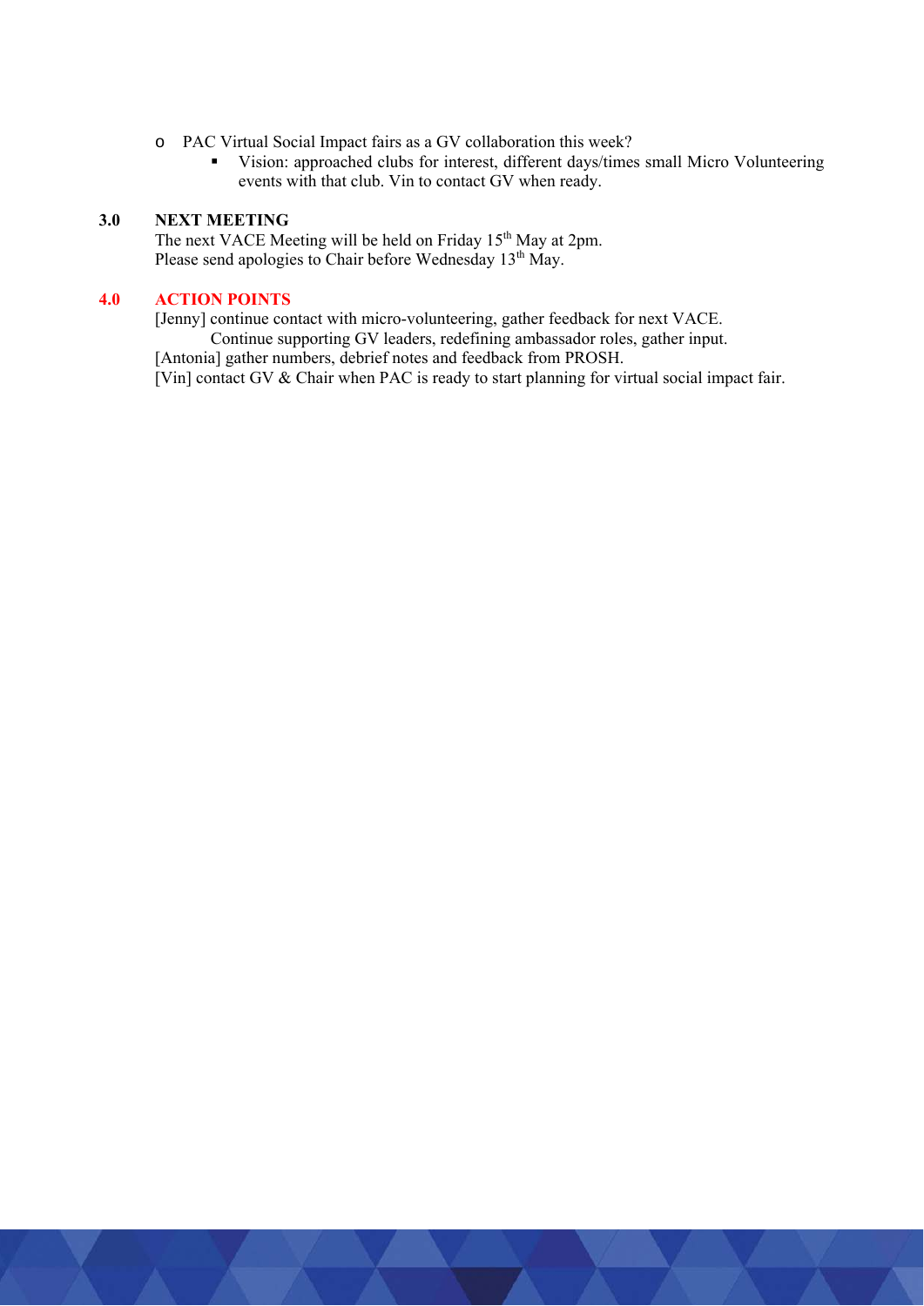- PAC Virtual Social Impact fairs as a GV collaboration this week?
  - Vision: approached clubs for interest, different days/times small Micro Volunteering events with that club. Vin to contact GV when ready.

## 3.0 NEXT MEETING

The next VACE Meeting will be held on Friday 15th May at 2pm.
Please send apologies to Chair before Wednesday 13th May.

## 4.0 ACTION POINTS

[Jenny] continue contact with micro-volunteering, gather feedback for next VACE.
Continue supporting GV leaders, redefining ambassador roles, gather input.
[Antonia] gather numbers, debrief notes and feedback from PROSH.
[Vin] contact GV & Chair when PAC is ready to start planning for virtual social impact fair.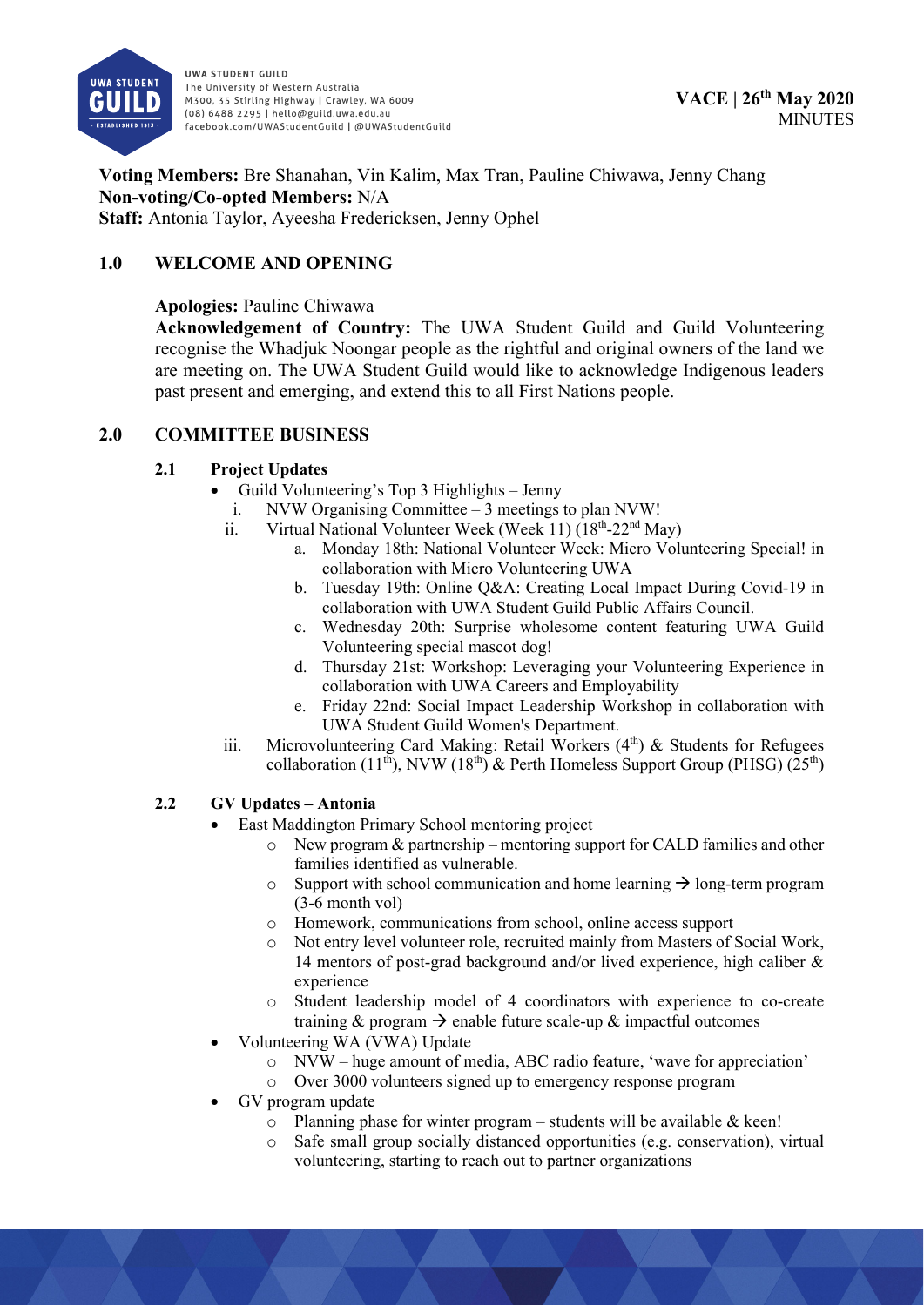UWA STUDENT GUILD
The University of Western Australia
M300, 35 Stirling Highway | Crawley, WA 6009
(08) 6488 2295 | hello@guild.uwa.edu.au
facebook.com/UWAStudentGuild | @UWAStudentGuild

**VACE | 26th May 2020**
MINUTES

**Voting Members:** Bre Shanahan, Vin Kalim, Max Tran, Pauline Chiwawa, Jenny Chang
**Non-voting/Co-opted Members:** N/A
**Staff:** Antonia Taylor, Ayeesha Fredericksen, Jenny Ophel

## 1.0 WELCOME AND OPENING

**Apologies:** Pauline Chiwawa
**Acknowledgement of Country:** The UWA Student Guild and Guild Volunteering recognise the Whadjuk Noongar people as the rightful and original owners of the land we are meeting on. The UWA Student Guild would like to acknowledge Indigenous leaders past present and emerging, and extend this to all First Nations people.

## 2.0 COMMITTEE BUSINESS

### 2.1 Project Updates

- Guild Volunteering's Top 3 Highlights – Jenny
  i. NVW Organising Committee – 3 meetings to plan NVW!
  ii. Virtual National Volunteer Week (Week 11) (18th-22nd May)
     a. Monday 18th: National Volunteer Week: Micro Volunteering Special! in collaboration with Micro Volunteering UWA
     b. Tuesday 19th: Online Q&A: Creating Local Impact During Covid-19 in collaboration with UWA Student Guild Public Affairs Council.
     c. Wednesday 20th: Surprise wholesome content featuring UWA Guild Volunteering special mascot dog!
     d. Thursday 21st: Workshop: Leveraging your Volunteering Experience in collaboration with UWA Careers and Employability
     e. Friday 22nd: Social Impact Leadership Workshop in collaboration with UWA Student Guild Women's Department.
  iii. Microvolunteering Card Making: Retail Workers (4th) & Students for Refugees collaboration (11th), NVW (18th) & Perth Homeless Support Group (PHSG) (25th)

### 2.2 GV Updates – Antonia

- East Maddington Primary School mentoring project
  - New program & partnership – mentoring support for CALD families and other families identified as vulnerable.
  - Support with school communication and home learning → long-term program (3-6 month vol)
  - Homework, communications from school, online access support
  - Not entry level volunteer role, recruited mainly from Masters of Social Work, 14 mentors of post-grad background and/or lived experience, high caliber & experience
  - Student leadership model of 4 coordinators with experience to co-create training & program → enable future scale-up & impactful outcomes
- Volunteering WA (VWA) Update
  - NVW – huge amount of media, ABC radio feature, 'wave for appreciation'
  - Over 3000 volunteers signed up to emergency response program
- GV program update
  - Planning phase for winter program – students will be available & keen!
  - Safe small group socially distanced opportunities (e.g. conservation), virtual volunteering, starting to reach out to partner organizations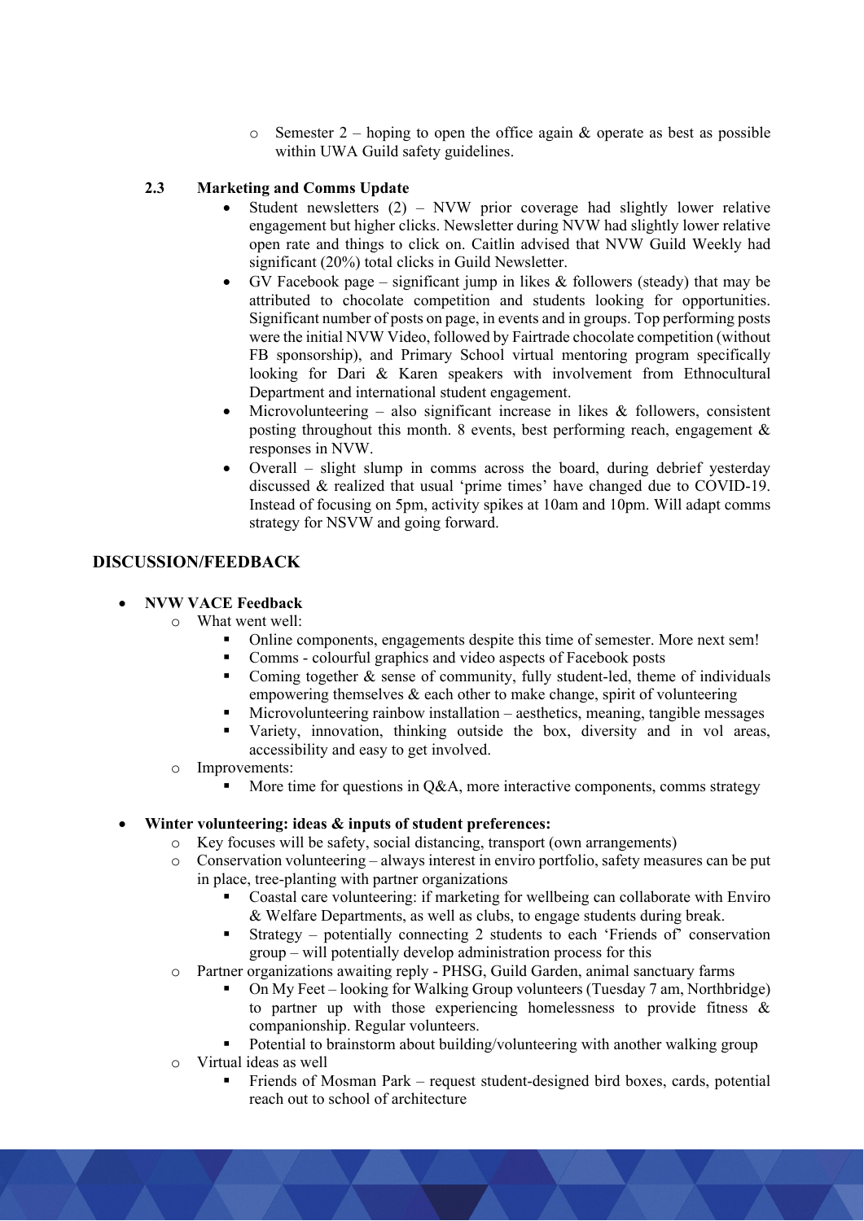- Semester 2 – hoping to open the office again & operate as best as possible within UWA Guild safety guidelines.

### 2.3 Marketing and Comms Update

- Student newsletters (2) – NVW prior coverage had slightly lower relative engagement but higher clicks. Newsletter during NVW had slightly lower relative open rate and things to click on. Caitlin advised that NVW Guild Weekly had significant (20%) total clicks in Guild Newsletter.
- GV Facebook page – significant jump in likes & followers (steady) that may be attributed to chocolate competition and students looking for opportunities. Significant number of posts on page, in events and in groups. Top performing posts were the initial NVW Video, followed by Fairtrade chocolate competition (without FB sponsorship), and Primary School virtual mentoring program specifically looking for Dari & Karen speakers with involvement from Ethnocultural Department and international student engagement.
- Microvolunteering – also significant increase in likes & followers, consistent posting throughout this month. 8 events, best performing reach, engagement & responses in NVW.
- Overall – slight slump in comms across the board, during debrief yesterday discussed & realized that usual 'prime times' have changed due to COVID-19. Instead of focusing on 5pm, activity spikes at 10am and 10pm. Will adapt comms strategy for NSVW and going forward.

## DISCUSSION/FEEDBACK

- **NVW VACE Feedback**
  - What went well:
    - Online components, engagements despite this time of semester. More next sem!
    - Comms - colourful graphics and video aspects of Facebook posts
    - Coming together & sense of community, fully student-led, theme of individuals empowering themselves & each other to make change, spirit of volunteering
    - Microvolunteering rainbow installation – aesthetics, meaning, tangible messages
    - Variety, innovation, thinking outside the box, diversity and in vol areas, accessibility and easy to get involved.
  - Improvements:
    - More time for questions in Q&A, more interactive components, comms strategy

- **Winter volunteering: ideas & inputs of student preferences:**
  - Key focuses will be safety, social distancing, transport (own arrangements)
  - Conservation volunteering – always interest in enviro portfolio, safety measures can be put in place, tree-planting with partner organizations
    - Coastal care volunteering: if marketing for wellbeing can collaborate with Enviro & Welfare Departments, as well as clubs, to engage students during break.
    - Strategy – potentially connecting 2 students to each 'Friends of' conservation group – will potentially develop administration process for this
  - Partner organizations awaiting reply - PHSG, Guild Garden, animal sanctuary farms
    - On My Feet – looking for Walking Group volunteers (Tuesday 7 am, Northbridge) to partner up with those experiencing homelessness to provide fitness & companionship. Regular volunteers.
    - Potential to brainstorm about building/volunteering with another walking group
  - Virtual ideas as well
    - Friends of Mosman Park – request student-designed bird boxes, cards, potential reach out to school of architecture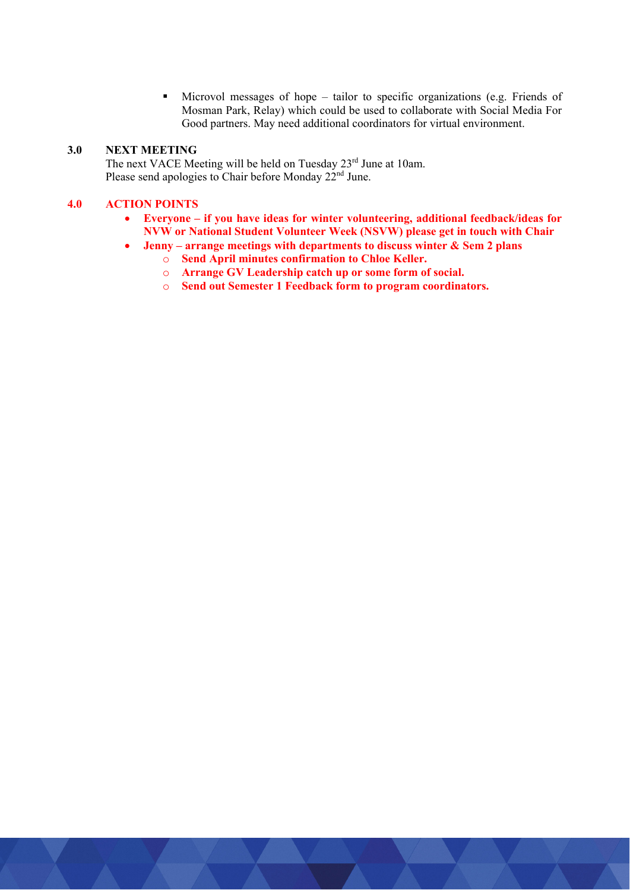- Microvol messages of hope – tailor to specific organizations (e.g. Friends of Mosman Park, Relay) which could be used to collaborate with Social Media For Good partners. May need additional coordinators for virtual environment.

## 3.0 NEXT MEETING

The next VACE Meeting will be held on Tuesday 23rd June at 10am.
Please send apologies to Chair before Monday 22nd June.

## 4.0 ACTION POINTS

- **Everyone – if you have ideas for winter volunteering, additional feedback/ideas for NVW or National Student Volunteer Week (NSVW) please get in touch with Chair**
- **Jenny – arrange meetings with departments to discuss winter & Sem 2 plans**
  - **Send April minutes confirmation to Chloe Keller.**
  - **Arrange GV Leadership catch up or some form of social.**
  - **Send out Semester 1 Feedback form to program coordinators.**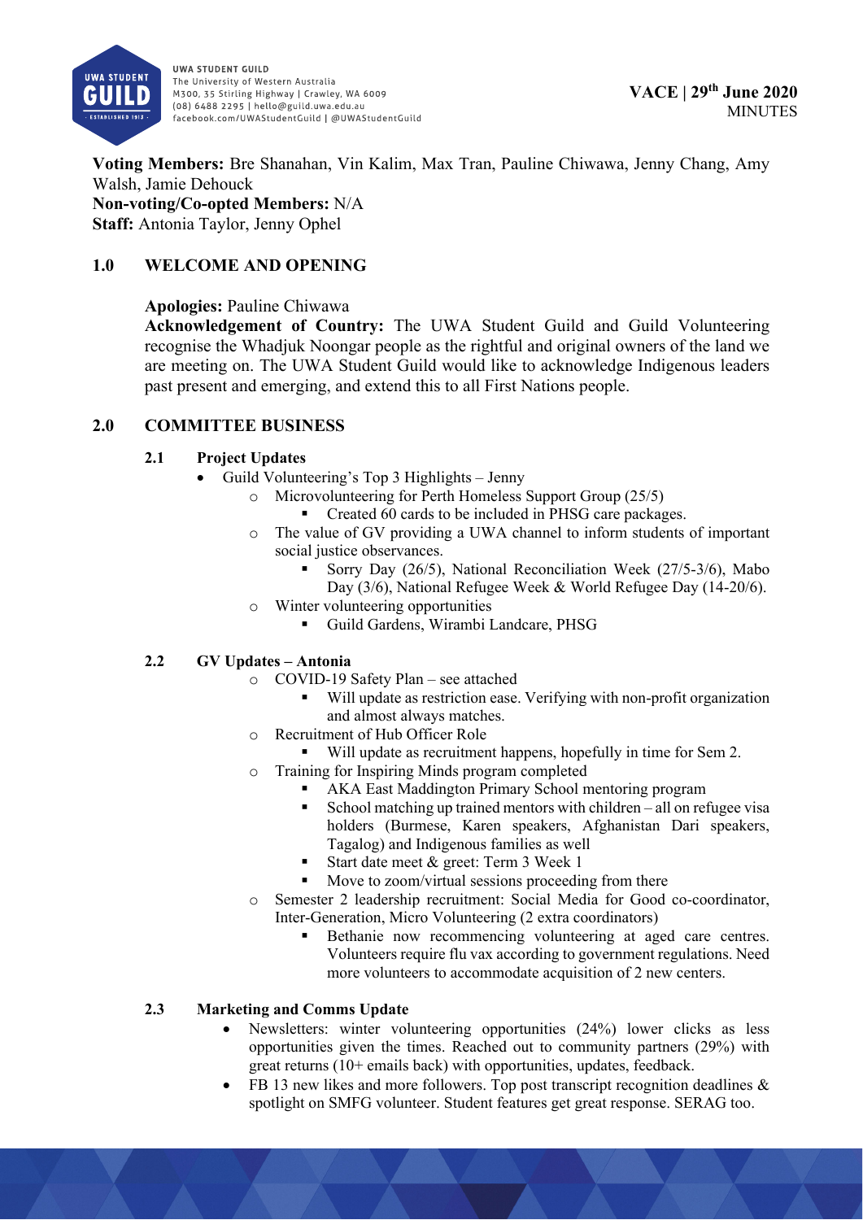**VACE | 29th June 2020**
MINUTES

**Voting Members:** Bre Shanahan, Vin Kalim, Max Tran, Pauline Chiwawa, Jenny Chang, Amy Walsh, Jamie Dehouck
**Non-voting/Co-opted Members:** N/A
**Staff:** Antonia Taylor, Jenny Ophel

## 1.0 WELCOME AND OPENING

**Apologies:** Pauline Chiwawa
**Acknowledgement of Country:** The UWA Student Guild and Guild Volunteering recognise the Whadjuk Noongar people as the rightful and original owners of the land we are meeting on. The UWA Student Guild would like to acknowledge Indigenous leaders past present and emerging, and extend this to all First Nations people.

## 2.0 COMMITTEE BUSINESS

### 2.1 Project Updates

- Guild Volunteering's Top 3 Highlights – Jenny
  - Microvolunteering for Perth Homeless Support Group (25/5)
    - Created 60 cards to be included in PHSG care packages.
  - The value of GV providing a UWA channel to inform students of important social justice observances.
    - Sorry Day (26/5), National Reconciliation Week (27/5-3/6), Mabo Day (3/6), National Refugee Week & World Refugee Day (14-20/6).
  - Winter volunteering opportunities
    - Guild Gardens, Wirambi Landcare, PHSG

### 2.2 GV Updates – Antonia

- COVID-19 Safety Plan – see attached
  - Will update as restriction ease. Verifying with non-profit organization and almost always matches.
- Recruitment of Hub Officer Role
  - Will update as recruitment happens, hopefully in time for Sem 2.
- Training for Inspiring Minds program completed
  - AKA East Maddington Primary School mentoring program
  - School matching up trained mentors with children – all on refugee visa holders (Burmese, Karen speakers, Afghanistan Dari speakers, Tagalog) and Indigenous families as well
  - Start date meet & greet: Term 3 Week 1
  - Move to zoom/virtual sessions proceeding from there
- Semester 2 leadership recruitment: Social Media for Good co-coordinator, Inter-Generation, Micro Volunteering (2 extra coordinators)
  - Bethanie now recommencing volunteering at aged care centres. Volunteers require flu vax according to government regulations. Need more volunteers to accommodate acquisition of 2 new centers.

### 2.3 Marketing and Comms Update

- Newsletters: winter volunteering opportunities (24%) lower clicks as less opportunities given the times. Reached out to community partners (29%) with great returns (10+ emails back) with opportunities, updates, feedback.
- FB 13 new likes and more followers. Top post transcript recognition deadlines & spotlight on SMFG volunteer. Student features get great response. SERAG too.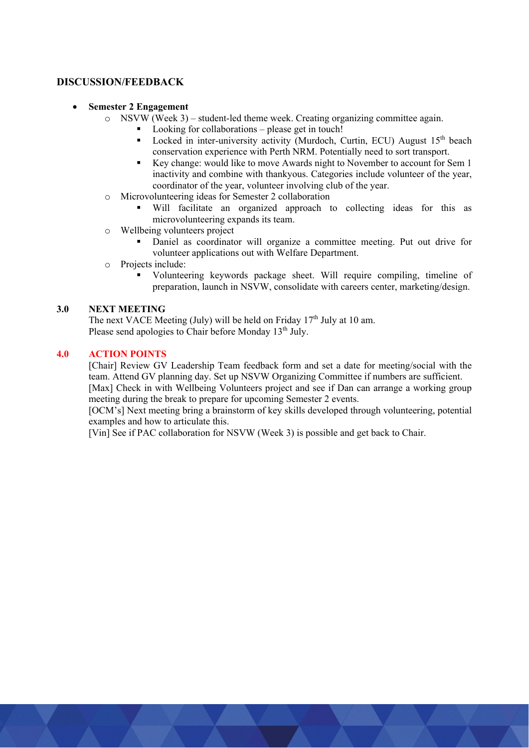## DISCUSSION/FEEDBACK

- **Semester 2 Engagement**
  - NSVW (Week 3) – student-led theme week. Creating organizing committee again.
    - Looking for collaborations – please get in touch!
    - Locked in inter-university activity (Murdoch, Curtin, ECU) August 15th beach conservation experience with Perth NRM. Potentially need to sort transport.
    - Key change: would like to move Awards night to November to account for Sem 1 inactivity and combine with thankyous. Categories include volunteer of the year, coordinator of the year, volunteer involving club of the year.
  - Microvolunteering ideas for Semester 2 collaboration
    - Will facilitate an organized approach to collecting ideas for this as microvolunteering expands its team.
  - Wellbeing volunteers project
    - Daniel as coordinator will organize a committee meeting. Put out drive for volunteer applications out with Welfare Department.
  - Projects include:
    - Volunteering keywords package sheet. Will require compiling, timeline of preparation, launch in NSVW, consolidate with careers center, marketing/design.

## 3.0 NEXT MEETING

The next VACE Meeting (July) will be held on Friday 17th July at 10 am.
Please send apologies to Chair before Monday 13th July.

## 4.0 ACTION POINTS

[Chair] Review GV Leadership Team feedback form and set a date for meeting/social with the team. Attend GV planning day. Set up NSVW Organizing Committee if numbers are sufficient.
[Max] Check in with Wellbeing Volunteers project and see if Dan can arrange a working group meeting during the break to prepare for upcoming Semester 2 events.
[OCM's] Next meeting bring a brainstorm of key skills developed through volunteering, potential examples and how to articulate this.
[Vin] See if PAC collaboration for NSVW (Week 3) is possible and get back to Chair.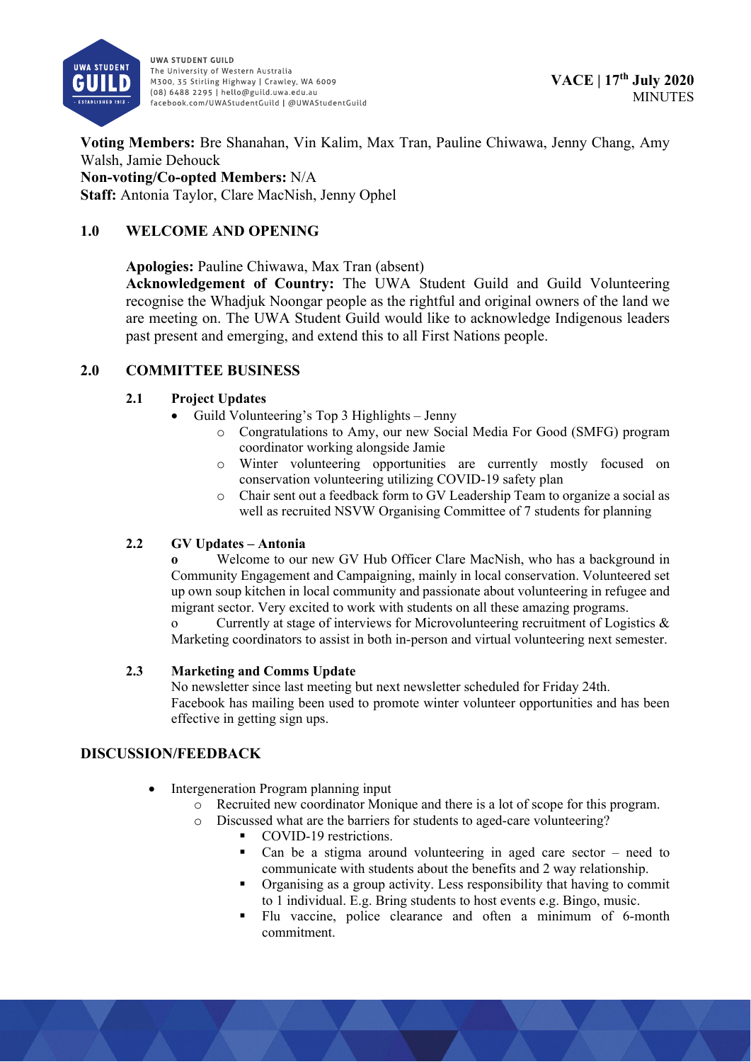UWA STUDENT GUILD
The University of Western Australia
M300, 35 Stirling Highway | Crawley, WA 6009
(08) 6488 2295 | hello@guild.uwa.edu.au
facebook.com/UWAStudentGuild | @UWAStudentGuild

**VACE | 17th July 2020**
MINUTES

**Voting Members:** Bre Shanahan, Vin Kalim, Max Tran, Pauline Chiwawa, Jenny Chang, Amy Walsh, Jamie Dehouck
**Non-voting/Co-opted Members:** N/A
**Staff:** Antonia Taylor, Clare MacNish, Jenny Ophel

## 1.0 WELCOME AND OPENING

**Apologies:** Pauline Chiwawa, Max Tran (absent)
**Acknowledgement of Country:** The UWA Student Guild and Guild Volunteering recognise the Whadjuk Noongar people as the rightful and original owners of the land we are meeting on. The UWA Student Guild would like to acknowledge Indigenous leaders past present and emerging, and extend this to all First Nations people.

## 2.0 COMMITTEE BUSINESS

### 2.1 Project Updates

- Guild Volunteering's Top 3 Highlights – Jenny
  - Congratulations to Amy, our new Social Media For Good (SMFG) program coordinator working alongside Jamie
  - Winter volunteering opportunities are currently mostly focused on conservation volunteering utilizing COVID-19 safety plan
  - Chair sent out a feedback form to GV Leadership Team to organize a social as well as recruited NSVW Organising Committee of 7 students for planning

### 2.2 GV Updates – Antonia

- Welcome to our new GV Hub Officer Clare MacNish, who has a background in Community Engagement and Campaigning, mainly in local conservation. Volunteered set up own soup kitchen in local community and passionate about volunteering in refugee and migrant sector. Very excited to work with students on all these amazing programs.
- Currently at stage of interviews for Microvolunteering recruitment of Logistics & Marketing coordinators to assist in both in-person and virtual volunteering next semester.

### 2.3 Marketing and Comms Update

No newsletter since last meeting but next newsletter scheduled for Friday 24th.
Facebook has mailing been used to promote winter volunteer opportunities and has been effective in getting sign ups.

## DISCUSSION/FEEDBACK

- Intergeneration Program planning input
  - Recruited new coordinator Monique and there is a lot of scope for this program.
  - Discussed what are the barriers for students to aged-care volunteering?
    - COVID-19 restrictions.
    - Can be a stigma around volunteering in aged care sector – need to communicate with students about the benefits and 2 way relationship.
    - Organising as a group activity. Less responsibility that having to commit to 1 individual. E.g. Bring students to host events e.g. Bingo, music.
    - Flu vaccine, police clearance and often a minimum of 6-month commitment.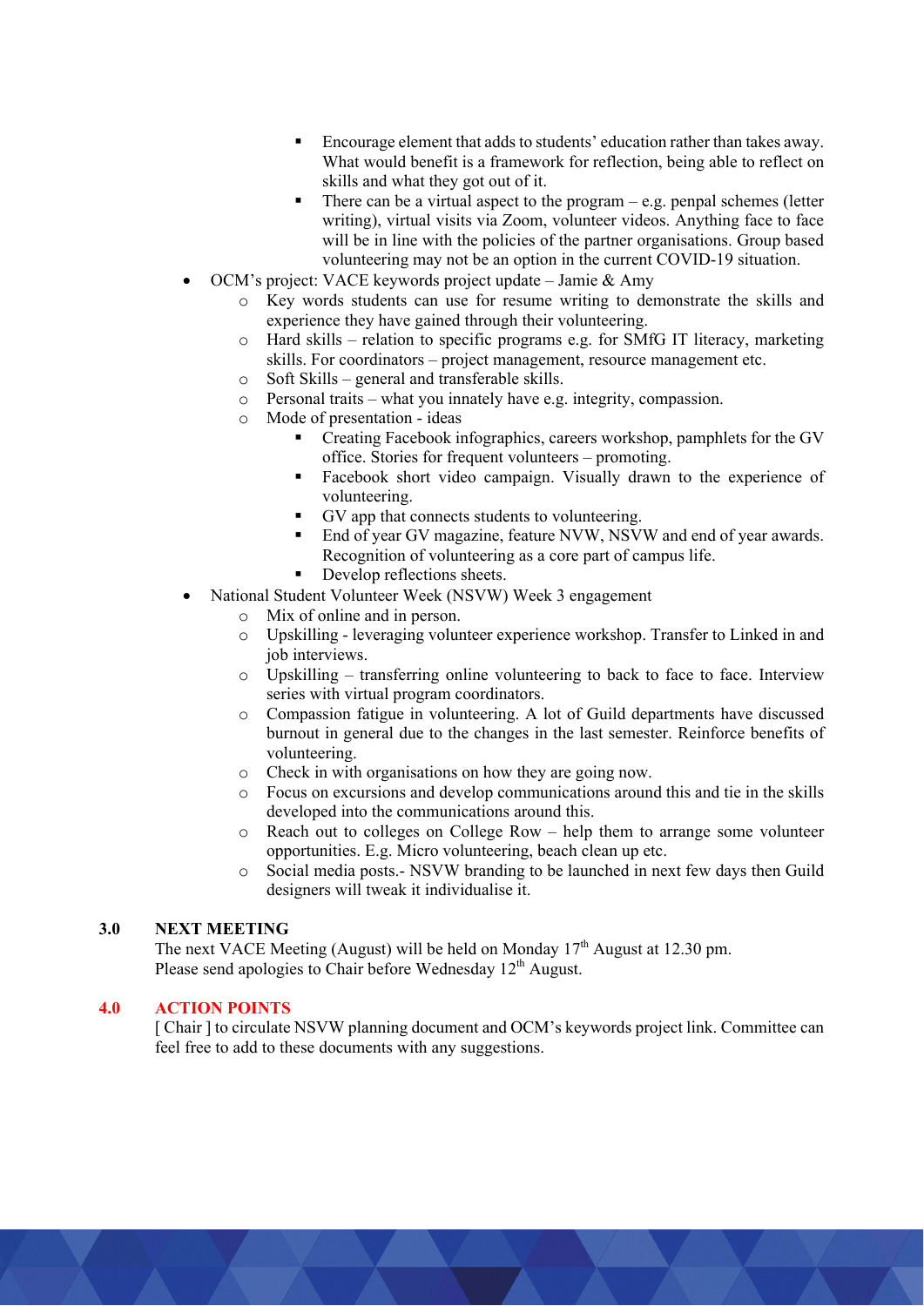- Encourage element that adds to students' education rather than takes away. What would benefit is a framework for reflection, being able to reflect on skills and what they got out of it.
        - There can be a virtual aspect to the program – e.g. penpal schemes (letter writing), virtual visits via Zoom, volunteer videos. Anything face to face will be in line with the policies of the partner organisations. Group based volunteering may not be an option in the current COVID-19 situation.
- OCM's project: VACE keywords project update – Jamie & Amy
    - Key words students can use for resume writing to demonstrate the skills and experience they have gained through their volunteering.
    - Hard skills – relation to specific programs e.g. for SMfG IT literacy, marketing skills. For coordinators – project management, resource management etc.
    - Soft Skills – general and transferable skills.
    - Personal traits – what you innately have e.g. integrity, compassion.
    - Mode of presentation - ideas
        - Creating Facebook infographics, careers workshop, pamphlets for the GV office. Stories for frequent volunteers – promoting.
        - Facebook short video campaign. Visually drawn to the experience of volunteering.
        - GV app that connects students to volunteering.
        - End of year GV magazine, feature NVW, NSVW and end of year awards. Recognition of volunteering as a core part of campus life.
        - Develop reflections sheets.
- National Student Volunteer Week (NSVW) Week 3 engagement
    - Mix of online and in person.
    - Upskilling - leveraging volunteer experience workshop. Transfer to Linked in and job interviews.
    - Upskilling – transferring online volunteering to back to face to face. Interview series with virtual program coordinators.
    - Compassion fatigue in volunteering. A lot of Guild departments have discussed burnout in general due to the changes in the last semester. Reinforce benefits of volunteering.
    - Check in with organisations on how they are going now.
    - Focus on excursions and develop communications around this and tie in the skills developed into the communications around this.
    - Reach out to colleges on College Row – help them to arrange some volunteer opportunities. E.g. Micro volunteering, beach clean up etc.
    - Social media posts.- NSVW branding to be launched in next few days then Guild designers will tweak it individualise it.

## 3.0 NEXT MEETING

The next VACE Meeting (August) will be held on Monday 17th August at 12.30 pm.
Please send apologies to Chair before Wednesday 12th August.

## 4.0 ACTION POINTS

[ Chair ] to circulate NSVW planning document and OCM's keywords project link. Committee can feel free to add to these documents with any suggestions.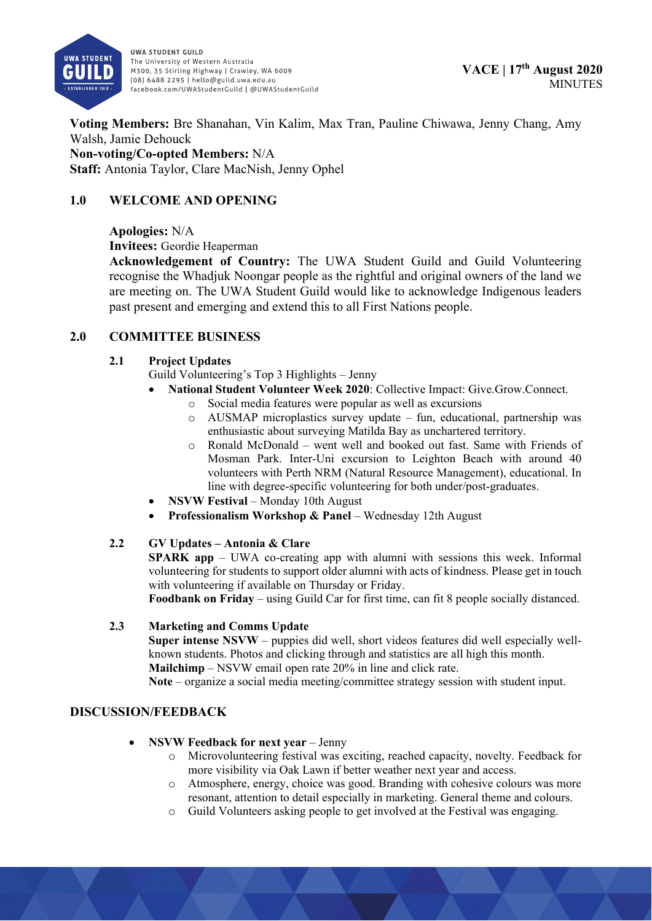**VACE | 17th August 2020**
MINUTES

**Voting Members:** Bre Shanahan, Vin Kalim, Max Tran, Pauline Chiwawa, Jenny Chang, Amy Walsh, Jamie Dehouck
**Non-voting/Co-opted Members:** N/A
**Staff:** Antonia Taylor, Clare MacNish, Jenny Ophel

## 1.0 WELCOME AND OPENING

**Apologies:** N/A
**Invitees:** Geordie Heaperman
**Acknowledgement of Country:** The UWA Student Guild and Guild Volunteering recognise the Whadjuk Noongar people as the rightful and original owners of the land we are meeting on. The UWA Student Guild would like to acknowledge Indigenous leaders past present and emerging and extend this to all First Nations people.

## 2.0 COMMITTEE BUSINESS

### 2.1 Project Updates

Guild Volunteering's Top 3 Highlights – Jenny

- **National Student Volunteer Week 2020**: Collective Impact: Give.Grow.Connect.
  - Social media features were popular as well as excursions
  - AUSMAP microplastics survey update – fun, educational, partnership was enthusiastic about surveying Matilda Bay as unchartered territory.
  - Ronald McDonald – went well and booked out fast. Same with Friends of Mosman Park. Inter-Uni excursion to Leighton Beach with around 40 volunteers with Perth NRM (Natural Resource Management), educational. In line with degree-specific volunteering for both under/post-graduates.
- **NSVW Festival** – Monday 10th August
- **Professionalism Workshop & Panel** – Wednesday 12th August

### 2.2 GV Updates – Antonia & Clare

**SPARK app** – UWA co-creating app with alumni with sessions this week. Informal volunteering for students to support older alumni with acts of kindness. Please get in touch with volunteering if available on Thursday or Friday.
**Foodbank on Friday** – using Guild Car for first time, can fit 8 people socially distanced.

### 2.3 Marketing and Comms Update

**Super intense NSVW** – puppies did well, short videos features did well especially well-known students. Photos and clicking through and statistics are all high this month.
**Mailchimp** – NSVW email open rate 20% in line and click rate.
**Note** – organize a social media meeting/committee strategy session with student input.

## DISCUSSION/FEEDBACK

- **NSVW Feedback for next year** – Jenny
  - Microvolunteering festival was exciting, reached capacity, novelty. Feedback for more visibility via Oak Lawn if better weather next year and access.
  - Atmosphere, energy, choice was good. Branding with cohesive colours was more resonant, attention to detail especially in marketing. General theme and colours.
  - Guild Volunteers asking people to get involved at the Festival was engaging.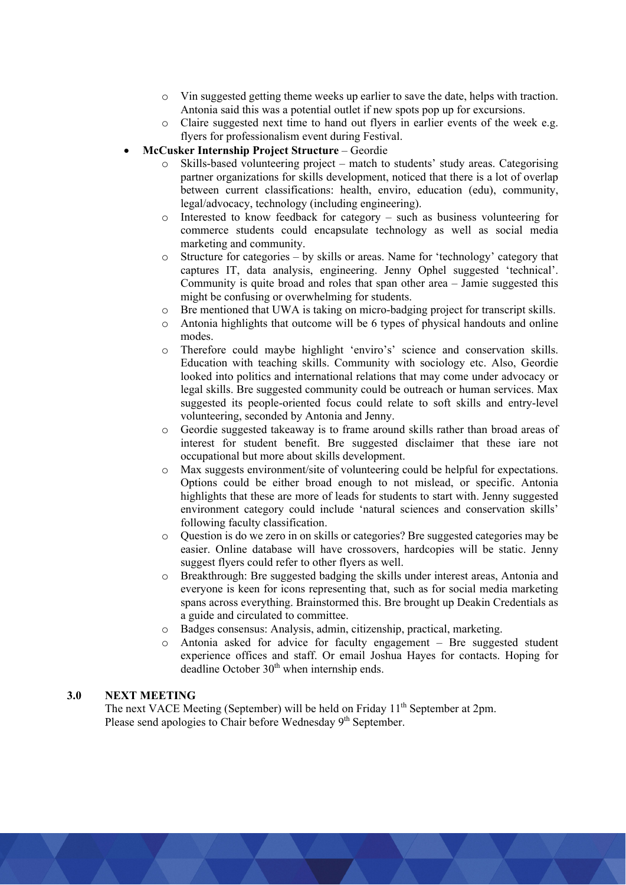- Vin suggested getting theme weeks up earlier to save the date, helps with traction. Antonia said this was a potential outlet if new spots pop up for excursions.
  - Claire suggested next time to hand out flyers in earlier events of the week e.g. flyers for professionalism event during Festival.
- **McCusker Internship Project Structure** – Geordie
  - Skills-based volunteering project – match to students' study areas. Categorising partner organizations for skills development, noticed that there is a lot of overlap between current classifications: health, enviro, education (edu), community, legal/advocacy, technology (including engineering).
  - Interested to know feedback for category – such as business volunteering for commerce students could encapsulate technology as well as social media marketing and community.
  - Structure for categories – by skills or areas. Name for 'technology' category that captures IT, data analysis, engineering. Jenny Ophel suggested 'technical'. Community is quite broad and roles that span other area – Jamie suggested this might be confusing or overwhelming for students.
  - Bre mentioned that UWA is taking on micro-badging project for transcript skills.
  - Antonia highlights that outcome will be 6 types of physical handouts and online modes.
  - Therefore could maybe highlight 'enviro's' science and conservation skills. Education with teaching skills. Community with sociology etc. Also, Geordie looked into politics and international relations that may come under advocacy or legal skills. Bre suggested community could be outreach or human services. Max suggested its people-oriented focus could relate to soft skills and entry-level volunteering, seconded by Antonia and Jenny.
  - Geordie suggested takeaway is to frame around skills rather than broad areas of interest for student benefit. Bre suggested disclaimer that these iare not occupational but more about skills development.
  - Max suggests environment/site of volunteering could be helpful for expectations. Options could be either broad enough to not mislead, or specific. Antonia highlights that these are more of leads for students to start with. Jenny suggested environment category could include 'natural sciences and conservation skills' following faculty classification.
  - Question is do we zero in on skills or categories? Bre suggested categories may be easier. Online database will have crossovers, hardcopies will be static. Jenny suggest flyers could refer to other flyers as well.
  - Breakthrough: Bre suggested badging the skills under interest areas, Antonia and everyone is keen for icons representing that, such as for social media marketing spans across everything. Brainstormed this. Bre brought up Deakin Credentials as a guide and circulated to committee.
  - Badges consensus: Analysis, admin, citizenship, practical, marketing.
  - Antonia asked for advice for faculty engagement – Bre suggested student experience offices and staff. Or email Joshua Hayes for contacts. Hoping for deadline October 30th when internship ends.

## 3.0 NEXT MEETING

The next VACE Meeting (September) will be held on Friday 11th September at 2pm.
Please send apologies to Chair before Wednesday 9th September.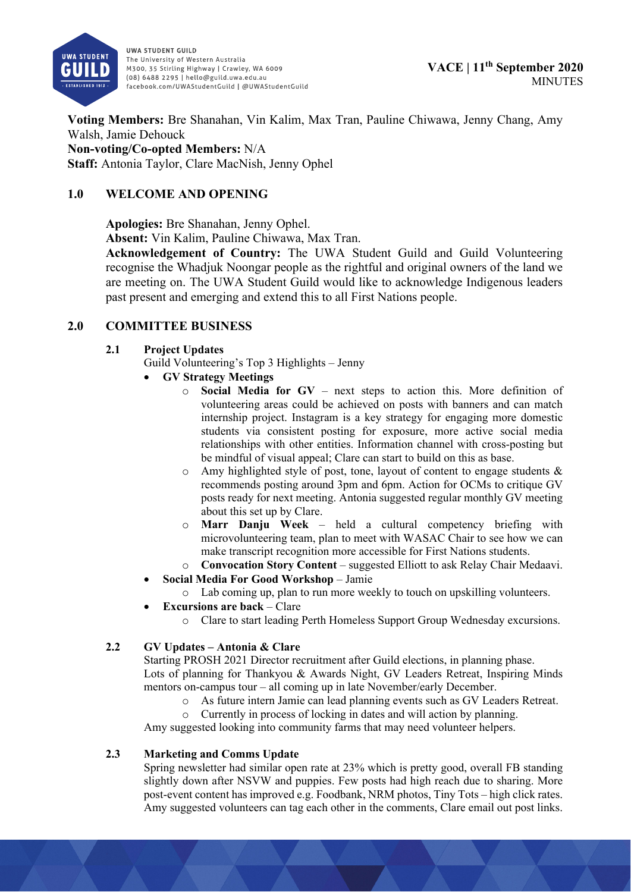**VACE | 11th September 2020**
MINUTES

**Voting Members:** Bre Shanahan, Vin Kalim, Max Tran, Pauline Chiwawa, Jenny Chang, Amy Walsh, Jamie Dehouck
**Non-voting/Co-opted Members:** N/A
**Staff:** Antonia Taylor, Clare MacNish, Jenny Ophel

## 1.0 WELCOME AND OPENING

**Apologies:** Bre Shanahan, Jenny Ophel.
**Absent:** Vin Kalim, Pauline Chiwawa, Max Tran.
**Acknowledgement of Country:** The UWA Student Guild and Guild Volunteering recognise the Whadjuk Noongar people as the rightful and original owners of the land we are meeting on. The UWA Student Guild would like to acknowledge Indigenous leaders past present and emerging and extend this to all First Nations people.

## 2.0 COMMITTEE BUSINESS

### 2.1 Project Updates

Guild Volunteering's Top 3 Highlights – Jenny

- **GV Strategy Meetings**
  - **Social Media for GV** – next steps to action this. More definition of volunteering areas could be achieved on posts with banners and can match internship project. Instagram is a key strategy for engaging more domestic students via consistent posting for exposure, more active social media relationships with other entities. Information channel with cross-posting but be mindful of visual appeal; Clare can start to build on this as base.
  - Amy highlighted style of post, tone, layout of content to engage students & recommends posting around 3pm and 6pm. Action for OCMs to critique GV posts ready for next meeting. Antonia suggested regular monthly GV meeting about this set up by Clare.
  - **Marr Danju Week** – held a cultural competency briefing with microvolunteering team, plan to meet with WASAC Chair to see how we can make transcript recognition more accessible for First Nations students.
  - **Convocation Story Content** – suggested Elliott to ask Relay Chair Medaavi.
- **Social Media For Good Workshop** – Jamie
  - Lab coming up, plan to run more weekly to touch on upskilling volunteers.
- **Excursions are back** – Clare
  - Clare to start leading Perth Homeless Support Group Wednesday excursions.

### 2.2 GV Updates – Antonia & Clare

Starting PROSH 2021 Director recruitment after Guild elections, in planning phase.
Lots of planning for Thankyou & Awards Night, GV Leaders Retreat, Inspiring Minds mentors on-campus tour – all coming up in late November/early December.

- As future intern Jamie can lead planning events such as GV Leaders Retreat.
- Currently in process of locking in dates and will action by planning.

Amy suggested looking into community farms that may need volunteer helpers.

### 2.3 Marketing and Comms Update

Spring newsletter had similar open rate at 23% which is pretty good, overall FB standing slightly down after NSVW and puppies. Few posts had high reach due to sharing. More post-event content has improved e.g. Foodbank, NRM photos, Tiny Tots – high click rates. Amy suggested volunteers can tag each other in the comments, Clare email out post links.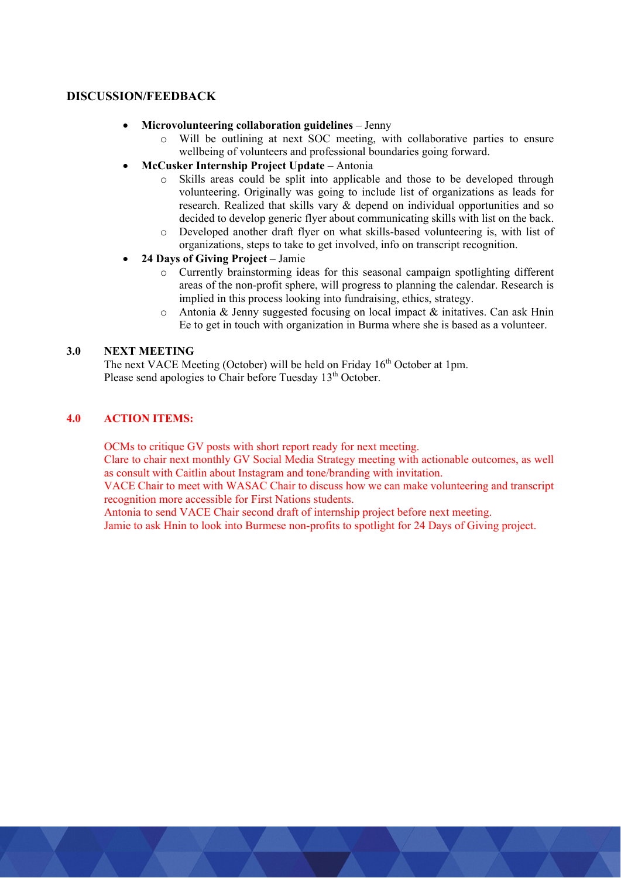## DISCUSSION/FEEDBACK

- **Microvolunteering collaboration guidelines** – Jenny
  - Will be outlining at next SOC meeting, with collaborative parties to ensure wellbeing of volunteers and professional boundaries going forward.
- **McCusker Internship Project Update** – Antonia
  - Skills areas could be split into applicable and those to be developed through volunteering. Originally was going to include list of organizations as leads for research. Realized that skills vary & depend on individual opportunities and so decided to develop generic flyer about communicating skills with list on the back.
  - Developed another draft flyer on what skills-based volunteering is, with list of organizations, steps to take to get involved, info on transcript recognition.
- **24 Days of Giving Project** – Jamie
  - Currently brainstorming ideas for this seasonal campaign spotlighting different areas of the non-profit sphere, will progress to planning the calendar. Research is implied in this process looking into fundraising, ethics, strategy.
  - Antonia & Jenny suggested focusing on local impact & initatives. Can ask Hnin Ee to get in touch with organization in Burma where she is based as a volunteer.

## 3.0 NEXT MEETING

The next VACE Meeting (October) will be held on Friday 16th October at 1pm.
Please send apologies to Chair before Tuesday 13th October.

## 4.0 ACTION ITEMS:

OCMs to critique GV posts with short report ready for next meeting.
Clare to chair next monthly GV Social Media Strategy meeting with actionable outcomes, as well as consult with Caitlin about Instagram and tone/branding with invitation.
VACE Chair to meet with WASAC Chair to discuss how we can make volunteering and transcript recognition more accessible for First Nations students.
Antonia to send VACE Chair second draft of internship project before next meeting.
Jamie to ask Hnin to look into Burmese non-profits to spotlight for 24 Days of Giving project.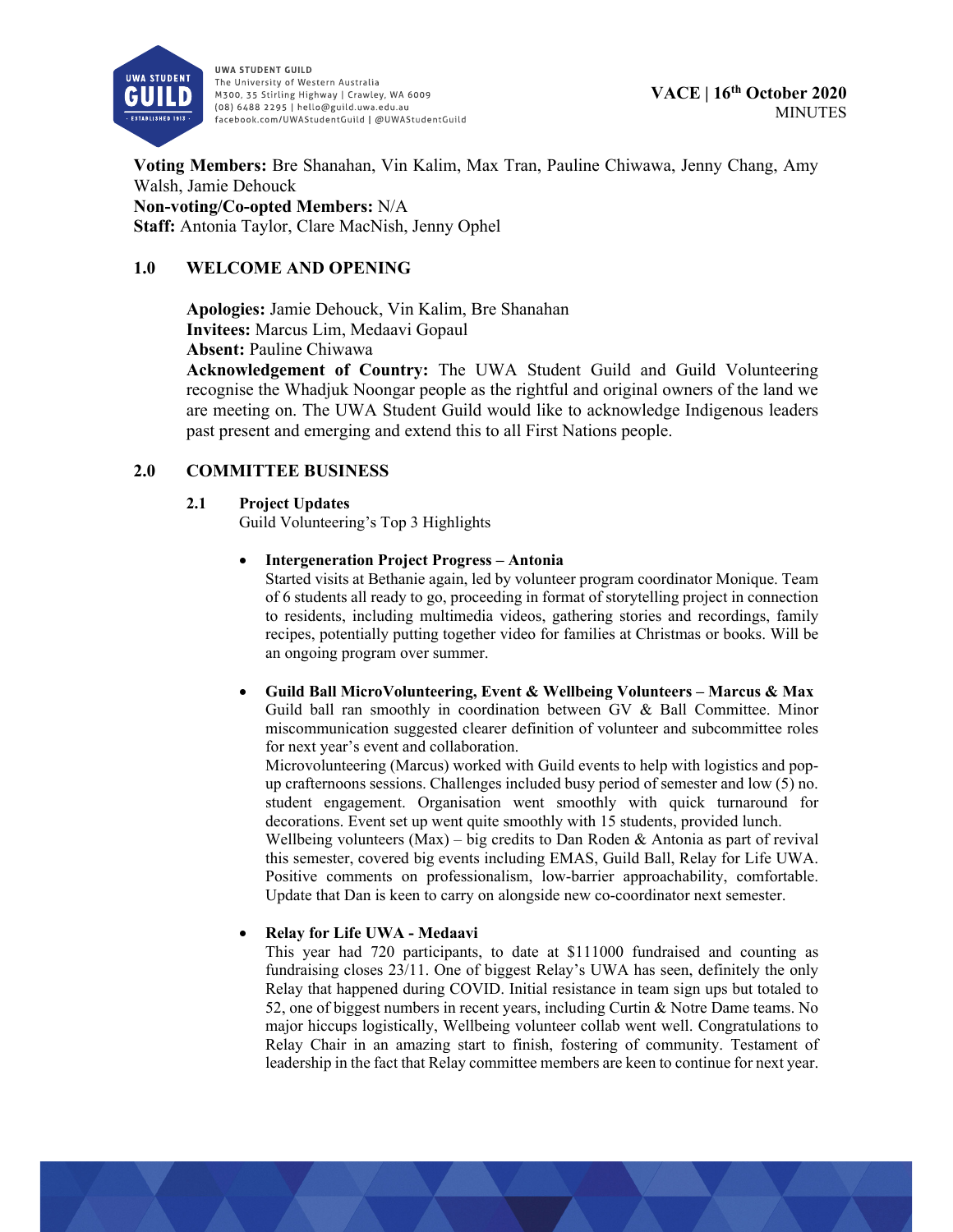**VACE | 16th October 2020**
MINUTES

**Voting Members:** Bre Shanahan, Vin Kalim, Max Tran, Pauline Chiwawa, Jenny Chang, Amy Walsh, Jamie Dehouck
**Non-voting/Co-opted Members:** N/A
**Staff:** Antonia Taylor, Clare MacNish, Jenny Ophel

## 1.0 WELCOME AND OPENING

**Apologies:** Jamie Dehouck, Vin Kalim, Bre Shanahan
**Invitees:** Marcus Lim, Medaavi Gopaul
**Absent:** Pauline Chiwawa
**Acknowledgement of Country:** The UWA Student Guild and Guild Volunteering recognise the Whadjuk Noongar people as the rightful and original owners of the land we are meeting on. The UWA Student Guild would like to acknowledge Indigenous leaders past present and emerging and extend this to all First Nations people.

## 2.0 COMMITTEE BUSINESS

### 2.1 Project Updates

Guild Volunteering's Top 3 Highlights

- **Intergeneration Project Progress – Antonia**
  Started visits at Bethanie again, led by volunteer program coordinator Monique. Team of 6 students all ready to go, proceeding in format of storytelling project in connection to residents, including multimedia videos, gathering stories and recordings, family recipes, potentially putting together video for families at Christmas or books. Will be an ongoing program over summer.

- **Guild Ball MicroVolunteering, Event & Wellbeing Volunteers – Marcus & Max**
  Guild ball ran smoothly in coordination between GV & Ball Committee. Minor miscommunication suggested clearer definition of volunteer and subcommittee roles for next year's event and collaboration.
  Microvolunteering (Marcus) worked with Guild events to help with logistics and pop-up crafternoons sessions. Challenges included busy period of semester and low (5) no. student engagement. Organisation went smoothly with quick turnaround for decorations. Event set up went quite smoothly with 15 students, provided lunch.
  Wellbeing volunteers (Max) – big credits to Dan Roden & Antonia as part of revival this semester, covered big events including EMAS, Guild Ball, Relay for Life UWA. Positive comments on professionalism, low-barrier approachability, comfortable. Update that Dan is keen to carry on alongside new co-coordinator next semester.

- **Relay for Life UWA - Medaavi**
  This year had 720 participants, to date at $111000 fundraised and counting as fundraising closes 23/11. One of biggest Relay's UWA has seen, definitely the only Relay that happened during COVID. Initial resistance in team sign ups but totaled to 52, one of biggest numbers in recent years, including Curtin & Notre Dame teams. No major hiccups logistically, Wellbeing volunteer collab went well. Congratulations to Relay Chair in an amazing start to finish, fostering of community. Testament of leadership in the fact that Relay committee members are keen to continue for next year.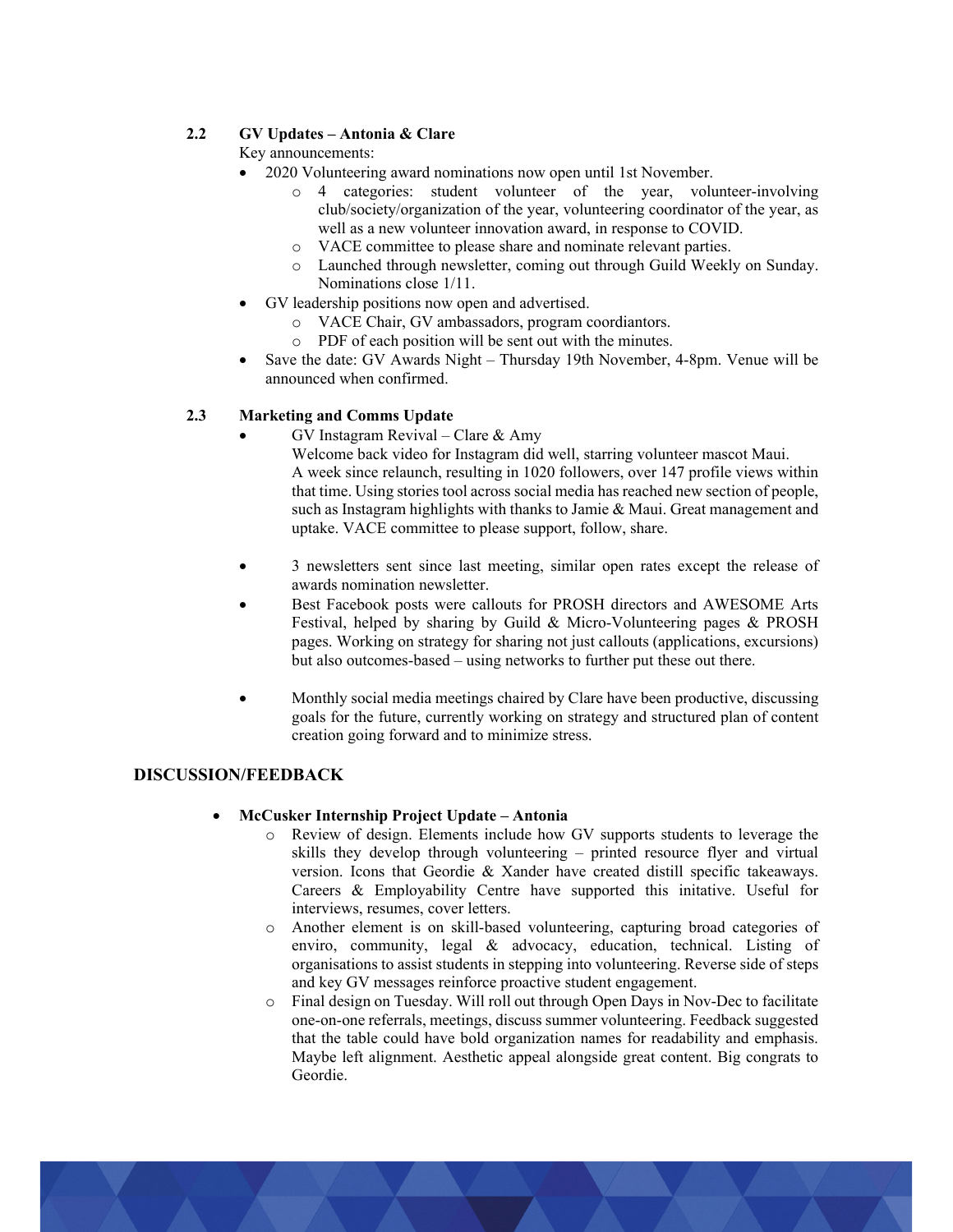### 2.2 GV Updates – Antonia & Clare

Key announcements:

- 2020 Volunteering award nominations now open until 1st November.
    - 4 categories: student volunteer of the year, volunteer-involving club/society/organization of the year, volunteering coordinator of the year, as well as a new volunteer innovation award, in response to COVID.
    - VACE committee to please share and nominate relevant parties.
    - Launched through newsletter, coming out through Guild Weekly on Sunday. Nominations close 1/11.
- GV leadership positions now open and advertised.
    - VACE Chair, GV ambassadors, program coordiantors.
    - PDF of each position will be sent out with the minutes.
- Save the date: GV Awards Night – Thursday 19th November, 4-8pm. Venue will be announced when confirmed.

### 2.3 Marketing and Comms Update

- GV Instagram Revival – Clare & Amy
  Welcome back video for Instagram did well, starring volunteer mascot Maui.
  A week since relaunch, resulting in 1020 followers, over 147 profile views within that time. Using stories tool across social media has reached new section of people, such as Instagram highlights with thanks to Jamie & Maui. Great management and uptake. VACE committee to please support, follow, share.

- 3 newsletters sent since last meeting, similar open rates except the release of awards nomination newsletter.
- Best Facebook posts were callouts for PROSH directors and AWESOME Arts Festival, helped by sharing by Guild & Micro-Volunteering pages & PROSH pages. Working on strategy for sharing not just callouts (applications, excursions) but also outcomes-based – using networks to further put these out there.

- Monthly social media meetings chaired by Clare have been productive, discussing goals for the future, currently working on strategy and structured plan of content creation going forward and to minimize stress.

## DISCUSSION/FEEDBACK

- **McCusker Internship Project Update – Antonia**
    - Review of design. Elements include how GV supports students to leverage the skills they develop through volunteering – printed resource flyer and virtual version. Icons that Geordie & Xander have created distill specific takeaways. Careers & Employability Centre have supported this initative. Useful for interviews, resumes, cover letters.
    - Another element is on skill-based volunteering, capturing broad categories of enviro, community, legal & advocacy, education, technical. Listing of organisations to assist students in stepping into volunteering. Reverse side of steps and key GV messages reinforce proactive student engagement.
    - Final design on Tuesday. Will roll out through Open Days in Nov-Dec to facilitate one-on-one referrals, meetings, discuss summer volunteering. Feedback suggested that the table could have bold organization names for readability and emphasis. Maybe left alignment. Aesthetic appeal alongside great content. Big congrats to Geordie.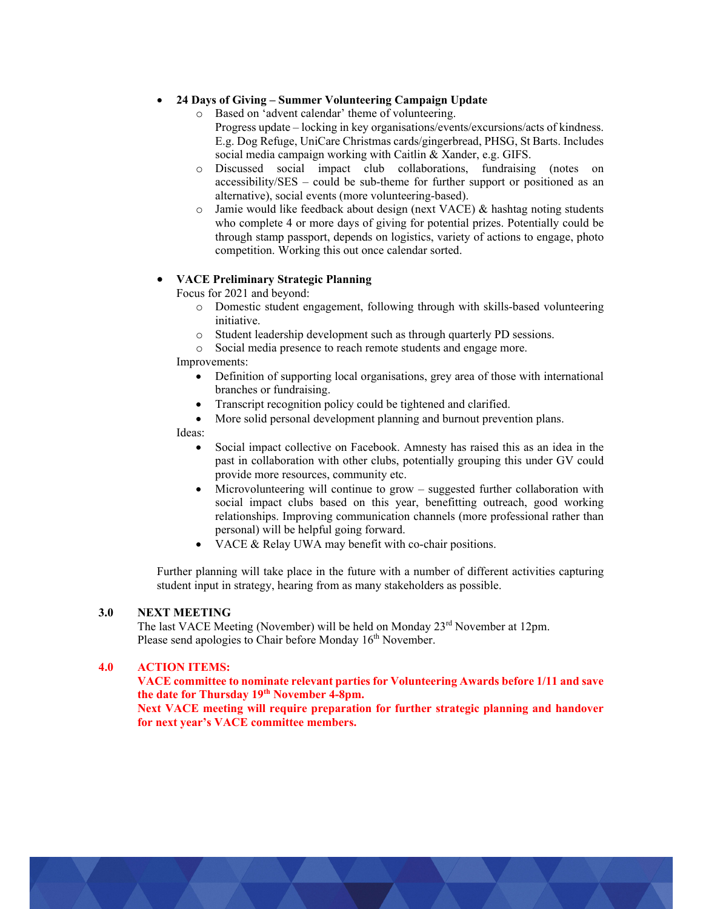- **24 Days of Giving – Summer Volunteering Campaign Update**
  - Based on 'advent calendar' theme of volunteering.
    Progress update – locking in key organisations/events/excursions/acts of kindness. E.g. Dog Refuge, UniCare Christmas cards/gingerbread, PHSG, St Barts. Includes social media campaign working with Caitlin & Xander, e.g. GIFS.
  - Discussed social impact club collaborations, fundraising (notes on accessibility/SES – could be sub-theme for further support or positioned as an alternative), social events (more volunteering-based).
  - Jamie would like feedback about design (next VACE) & hashtag noting students who complete 4 or more days of giving for potential prizes. Potentially could be through stamp passport, depends on logistics, variety of actions to engage, photo competition. Working this out once calendar sorted.

- **VACE Preliminary Strategic Planning**
  Focus for 2021 and beyond:
  - Domestic student engagement, following through with skills-based volunteering initiative.
  - Student leadership development such as through quarterly PD sessions.
  - Social media presence to reach remote students and engage more.

  Improvements:
  - Definition of supporting local organisations, grey area of those with international branches or fundraising.
  - Transcript recognition policy could be tightened and clarified.
  - More solid personal development planning and burnout prevention plans.

  Ideas:
  - Social impact collective on Facebook. Amnesty has raised this as an idea in the past in collaboration with other clubs, potentially grouping this under GV could provide more resources, community etc.
  - Microvolunteering will continue to grow – suggested further collaboration with social impact clubs based on this year, benefitting outreach, good working relationships. Improving communication channels (more professional rather than personal) will be helpful going forward.
  - VACE & Relay UWA may benefit with co-chair positions.

Further planning will take place in the future with a number of different activities capturing student input in strategy, hearing from as many stakeholders as possible.

## 3.0 NEXT MEETING

The last VACE Meeting (November) will be held on Monday 23rd November at 12pm.
Please send apologies to Chair before Monday 16th November.

## 4.0 ACTION ITEMS:

**VACE committee to nominate relevant parties for Volunteering Awards before 1/11 and save the date for Thursday 19th November 4-8pm.**
**Next VACE meeting will require preparation for further strategic planning and handover for next year's VACE committee members.**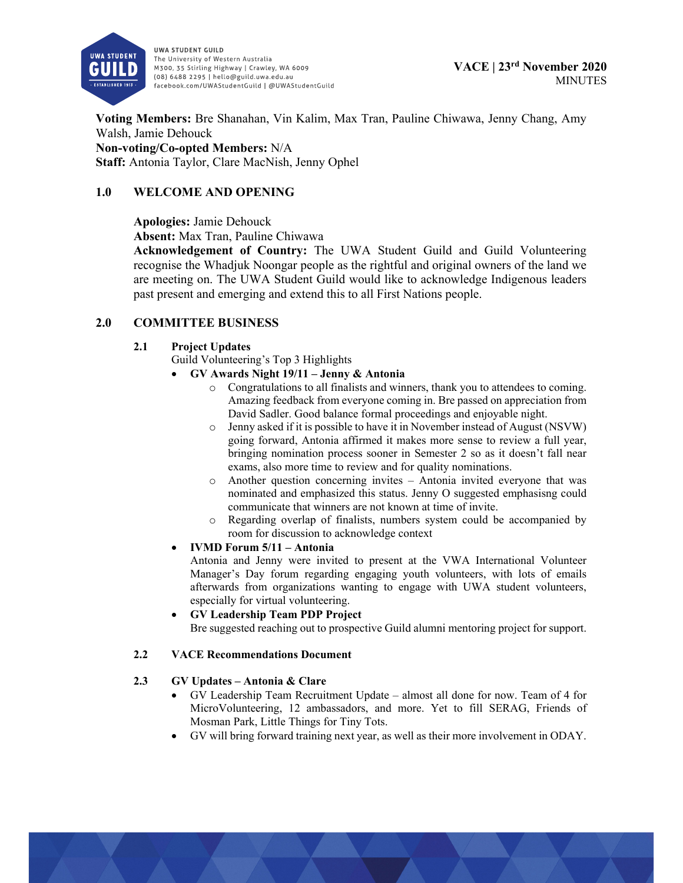UWA STUDENT GUILD
The University of Western Australia
M300, 35 Stirling Highway | Crawley, WA 6009
(08) 6488 2295 | hello@guild.uwa.edu.au
facebook.com/UWAStudentGuild | @UWAStudentGuild

**VACE | 23rd November 2020**
MINUTES

**Voting Members:** Bre Shanahan, Vin Kalim, Max Tran, Pauline Chiwawa, Jenny Chang, Amy Walsh, Jamie Dehouck
**Non-voting/Co-opted Members:** N/A
**Staff:** Antonia Taylor, Clare MacNish, Jenny Ophel

## 1.0 WELCOME AND OPENING

**Apologies:** Jamie Dehouck
**Absent:** Max Tran, Pauline Chiwawa
**Acknowledgement of Country:** The UWA Student Guild and Guild Volunteering recognise the Whadjuk Noongar people as the rightful and original owners of the land we are meeting on. The UWA Student Guild would like to acknowledge Indigenous leaders past present and emerging and extend this to all First Nations people.

## 2.0 COMMITTEE BUSINESS

### 2.1 Project Updates

Guild Volunteering's Top 3 Highlights

- **GV Awards Night 19/11 – Jenny & Antonia**
  - Congratulations to all finalists and winners, thank you to attendees to coming. Amazing feedback from everyone coming in. Bre passed on appreciation from David Sadler. Good balance formal proceedings and enjoyable night.
  - Jenny asked if it is possible to have it in November instead of August (NSVW) going forward, Antonia affirmed it makes more sense to review a full year, bringing nomination process sooner in Semester 2 so as it doesn't fall near exams, also more time to review and for quality nominations.
  - Another question concerning invites – Antonia invited everyone that was nominated and emphasized this status. Jenny O suggested emphasisng could communicate that winners are not known at time of invite.
  - Regarding overlap of finalists, numbers system could be accompanied by room for discussion to acknowledge context
- **IVMD Forum 5/11 – Antonia**
  Antonia and Jenny were invited to present at the VWA International Volunteer Manager's Day forum regarding engaging youth volunteers, with lots of emails afterwards from organizations wanting to engage with UWA student volunteers, especially for virtual volunteering.
- **GV Leadership Team PDP Project**
  Bre suggested reaching out to prospective Guild alumni mentoring project for support.

### 2.2 VACE Recommendations Document

### 2.3 GV Updates – Antonia & Clare

- GV Leadership Team Recruitment Update – almost all done for now. Team of 4 for MicroVolunteering, 12 ambassadors, and more. Yet to fill SERAG, Friends of Mosman Park, Little Things for Tiny Tots.
- GV will bring forward training next year, as well as their more involvement in ODAY.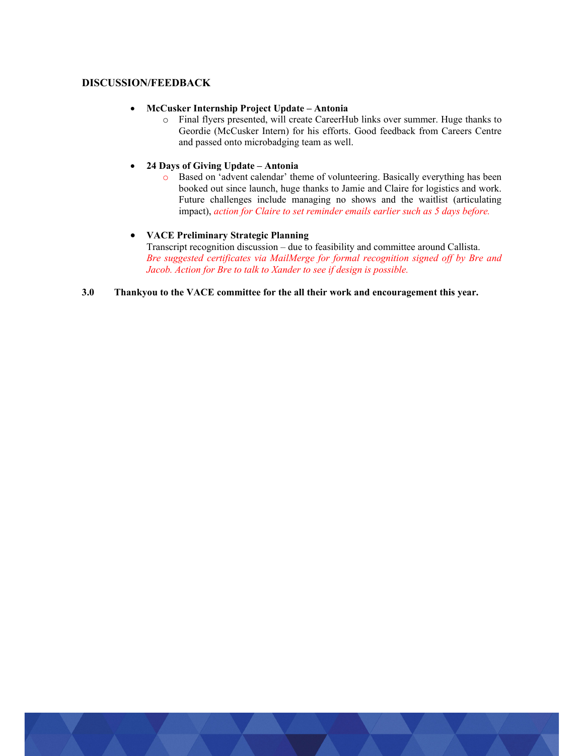**DISCUSSION/FEEDBACK**

- **McCusker Internship Project Update – Antonia**
  - Final flyers presented, will create CareerHub links over summer. Huge thanks to Geordie (McCusker Intern) for his efforts. Good feedback from Careers Centre and passed onto microbadging team as well.

- **24 Days of Giving Update – Antonia**
  - Based on 'advent calendar' theme of volunteering. Basically everything has been booked out since launch, huge thanks to Jamie and Claire for logistics and work. Future challenges include managing no shows and the waitlist (articulating impact), *action for Claire to set reminder emails earlier such as 5 days before.*

- **VACE Preliminary Strategic Planning**
  Transcript recognition discussion – due to feasibility and committee around Callista.
  *Bre suggested certificates via MailMerge for formal recognition signed off by Bre and Jacob. Action for Bre to talk to Xander to see if design is possible.*

**3.0 Thankyou to the VACE committee for the all their work and encouragement this year.**